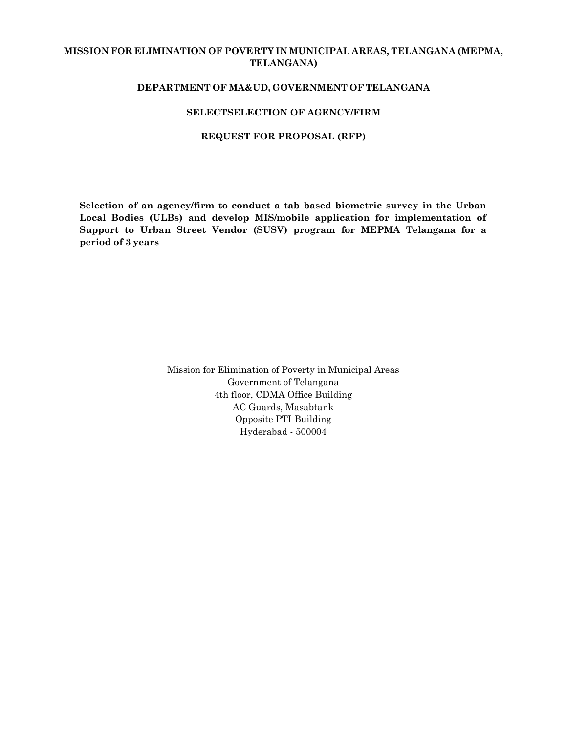**MISSION FOR ELIMINATION OF POVERTY IN MUNICIPAL AREAS, TELANGANA (MEPMA, TELANGANA)**

**DEPARTMENT OF MA&UD, GOVERNMENT OF TELANGANA**

**SELECTSELECTION OF AGENCY/FIRM**

**REQUEST FOR PROPOSAL (RFP)**

**Selection of an agency/firm to conduct a tab based biometric survey in the Urban Local Bodies (ULBs) and develop MIS/mobile application for implementation of Support to Urban Street Vendor (SUSV) program for MEPMA Telangana for a period of 3 years**

Mission for Elimination of Poverty in Municipal Areas
Government of Telangana
4th floor, CDMA Office Building
AC Guards, Masabtank
Opposite PTI Building
Hyderabad - 500004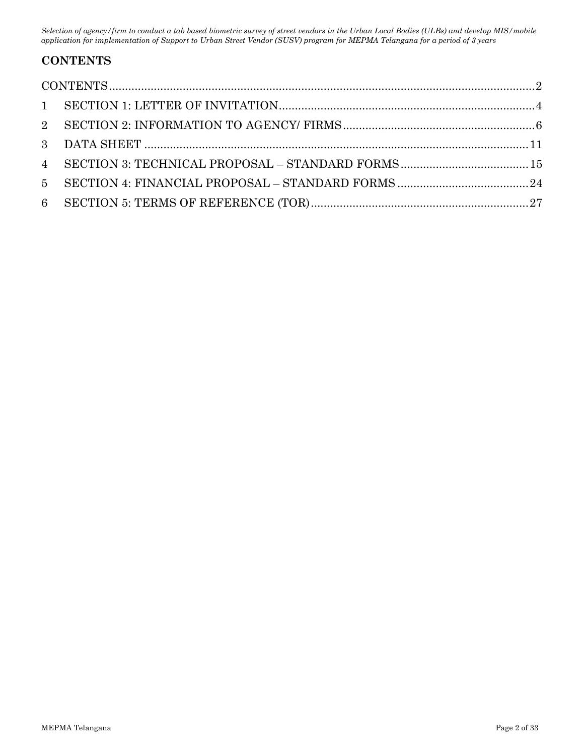## CONTENTS

CONTENTS ........................................................................................................................ 2

1 SECTION 1: LETTER OF INVITATION ............................................................................. 4

2 SECTION 2: INFORMATION TO AGENCY/ FIRMS ........................................................... 6

3 DATA SHEET ................................................................................................................ 11

4 SECTION 3: TECHNICAL PROPOSAL – STANDARD FORMS ........................................ 15

5 SECTION 4: FINANCIAL PROPOSAL – STANDARD FORMS ......................................... 24

6 SECTION 5: TERMS OF REFERENCE (TOR) ................................................................... 27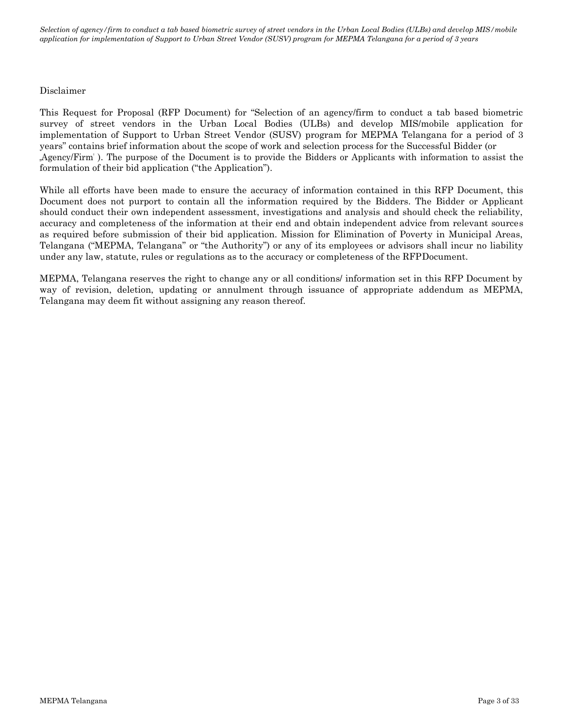Disclaimer

This Request for Proposal (RFP Document) for "Selection of an agency/firm to conduct a tab based biometric survey of street vendors in the Urban Local Bodies (ULBs) and develop MIS/mobile application for implementation of Support to Urban Street Vendor (SUSV) program for MEPMA Telangana for a period of 3 years" contains brief information about the scope of work and selection process for the Successful Bidder (or „Agency/Firm' ). The purpose of the Document is to provide the Bidders or Applicants with information to assist the formulation of their bid application ("the Application").

While all efforts have been made to ensure the accuracy of information contained in this RFP Document, this Document does not purport to contain all the information required by the Bidders. The Bidder or Applicant should conduct their own independent assessment, investigations and analysis and should check the reliability, accuracy and completeness of the information at their end and obtain independent advice from relevant sources as required before submission of their bid application. Mission for Elimination of Poverty in Municipal Areas, Telangana ("MEPMA, Telangana" or "the Authority") or any of its employees or advisors shall incur no liability under any law, statute, rules or regulations as to the accuracy or completeness of the RFPDocument.

MEPMA, Telangana reserves the right to change any or all conditions/ information set in this RFP Document by way of revision, deletion, updating or annulment through issuance of appropriate addendum as MEPMA, Telangana may deem fit without assigning any reason thereof.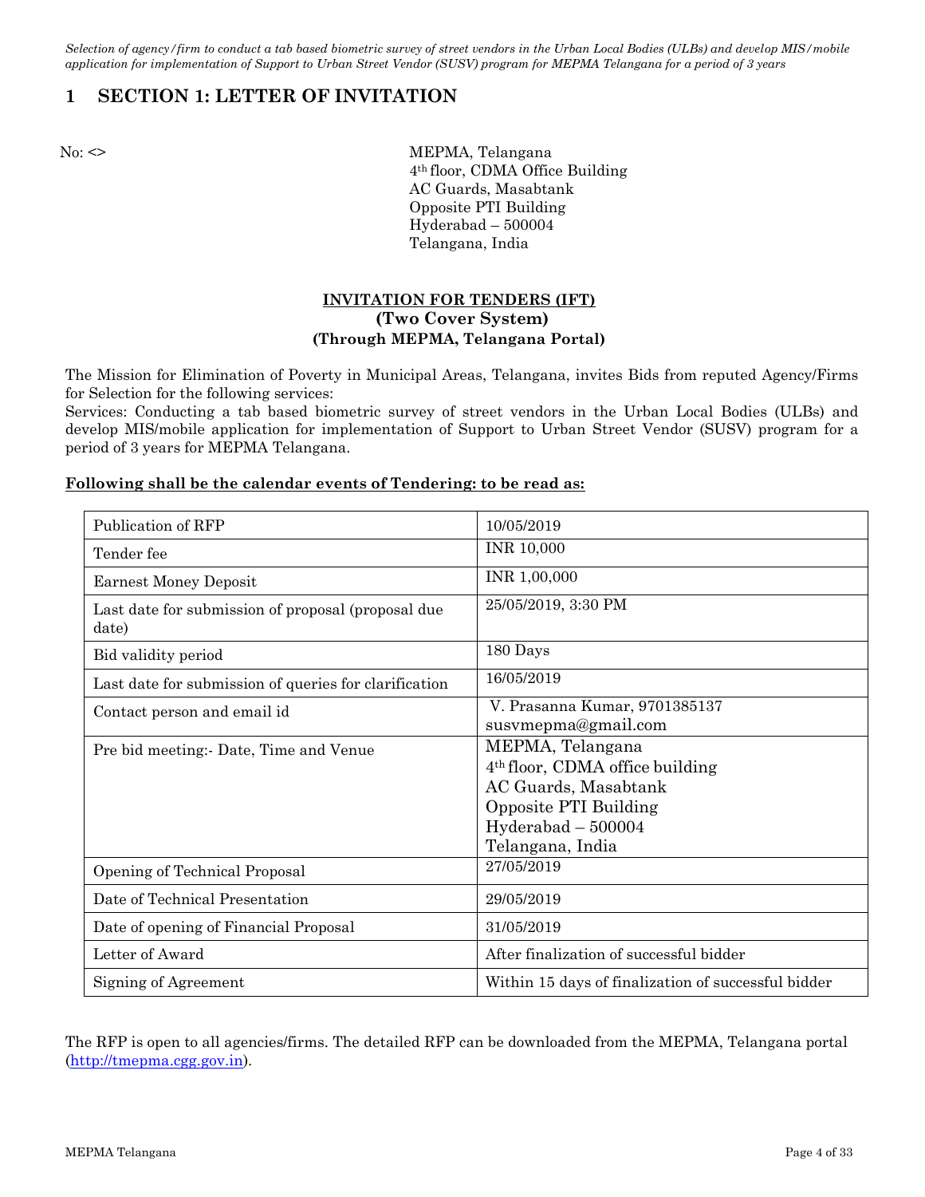# 1 SECTION 1: LETTER OF INVITATION

No: <>

MEPMA, Telangana
4th floor, CDMA Office Building
AC Guards, Masabtank
Opposite PTI Building
Hyderabad – 500004
Telangana, India

**INVITATION FOR TENDERS (IFT)**
**(Two Cover System)**
**(Through MEPMA, Telangana Portal)**

The Mission for Elimination of Poverty in Municipal Areas, Telangana, invites Bids from reputed Agency/Firms for Selection for the following services:
Services: Conducting a tab based biometric survey of street vendors in the Urban Local Bodies (ULBs) and develop MIS/mobile application for implementation of Support to Urban Street Vendor (SUSV) program for a period of 3 years for MEPMA Telangana.

**Following shall be the calendar events of Tendering: to be read as:**

| | |
|---|---|
| Publication of RFP | 10/05/2019 |
| Tender fee | INR 10,000 |
| Earnest Money Deposit | INR 1,00,000 |
| Last date for submission of proposal (proposal due date) | 25/05/2019, 3:30 PM |
| Bid validity period | 180 Days |
| Last date for submission of queries for clarification | 16/05/2019 |
| Contact person and email id | V. Prasanna Kumar, 9701385137<br>susvmepma@gmail.com |
| Pre bid meeting:- Date, Time and Venue | MEPMA, Telangana<br>4th floor, CDMA office building<br>AC Guards, Masabtank<br>Opposite PTI Building<br>Hyderabad – 500004<br>Telangana, India |
| Opening of Technical Proposal | 27/05/2019 |
| Date of Technical Presentation | 29/05/2019 |
| Date of opening of Financial Proposal | 31/05/2019 |
| Letter of Award | After finalization of successful bidder |
| Signing of Agreement | Within 15 days of finalization of successful bidder |

The RFP is open to all agencies/firms. The detailed RFP can be downloaded from the MEPMA, Telangana portal (http://tmepma.cgg.gov.in).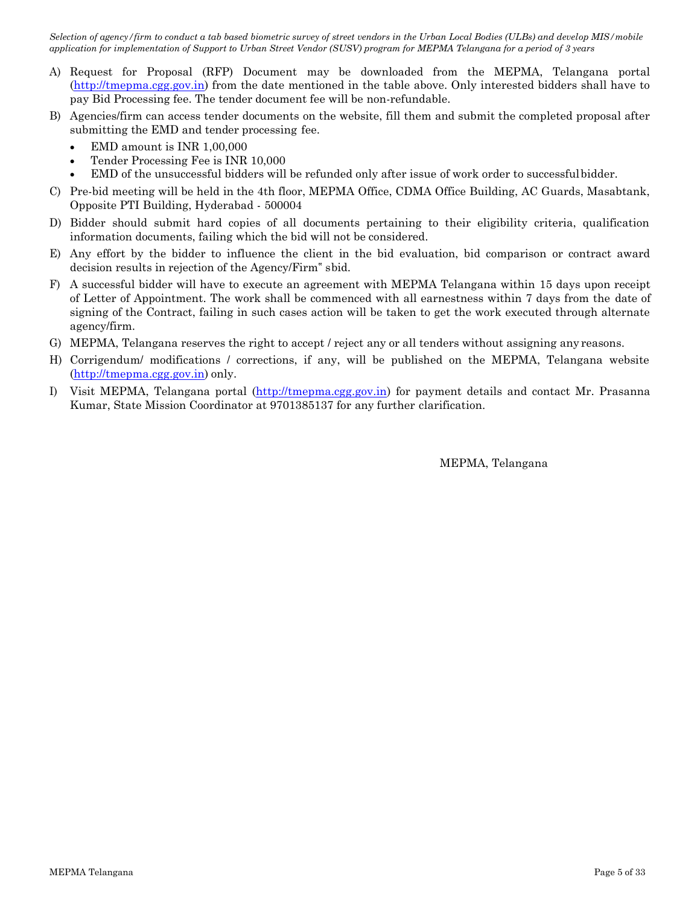A) Request for Proposal (RFP) Document may be downloaded from the MEPMA, Telangana portal (http://tmepma.cgg.gov.in) from the date mentioned in the table above. Only interested bidders shall have to pay Bid Processing fee. The tender document fee will be non-refundable.

B) Agencies/firm can access tender documents on the website, fill them and submit the completed proposal after submitting the EMD and tender processing fee.

- EMD amount is INR 1,00,000
- Tender Processing Fee is INR 10,000
- EMD of the unsuccessful bidders will be refunded only after issue of work order to successful bidder.

C) Pre-bid meeting will be held in the 4th floor, MEPMA Office, CDMA Office Building, AC Guards, Masabtank, Opposite PTI Building, Hyderabad - 500004

D) Bidder should submit hard copies of all documents pertaining to their eligibility criteria, qualification information documents, failing which the bid will not be considered.

E) Any effort by the bidder to influence the client in the bid evaluation, bid comparison or contract award decision results in rejection of the Agency/Firm" sbid.

F) A successful bidder will have to execute an agreement with MEPMA Telangana within 15 days upon receipt of Letter of Appointment. The work shall be commenced with all earnestness within 7 days from the date of signing of the Contract, failing in such cases action will be taken to get the work executed through alternate agency/firm.

G) MEPMA, Telangana reserves the right to accept / reject any or all tenders without assigning any reasons.

H) Corrigendum/ modifications / corrections, if any, will be published on the MEPMA, Telangana website (http://tmepma.cgg.gov.in) only.

I) Visit MEPMA, Telangana portal (http://tmepma.cgg.gov.in) for payment details and contact Mr. Prasanna Kumar, State Mission Coordinator at 9701385137 for any further clarification.

MEPMA, Telangana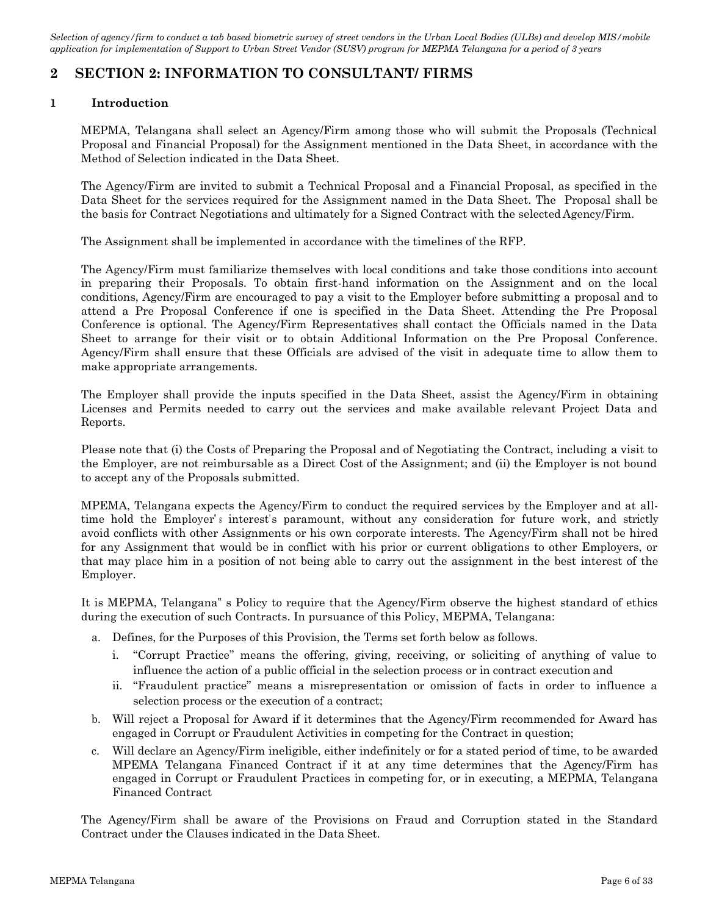## 2 SECTION 2: INFORMATION TO CONSULTANT/ FIRMS

### 1 Introduction

MEPMA, Telangana shall select an Agency/Firm among those who will submit the Proposals (Technical Proposal and Financial Proposal) for the Assignment mentioned in the Data Sheet, in accordance with the Method of Selection indicated in the Data Sheet.

The Agency/Firm are invited to submit a Technical Proposal and a Financial Proposal, as specified in the Data Sheet for the services required for the Assignment named in the Data Sheet. The Proposal shall be the basis for Contract Negotiations and ultimately for a Signed Contract with the selected Agency/Firm.

The Assignment shall be implemented in accordance with the timelines of the RFP.

The Agency/Firm must familiarize themselves with local conditions and take those conditions into account in preparing their Proposals. To obtain first-hand information on the Assignment and on the local conditions, Agency/Firm are encouraged to pay a visit to the Employer before submitting a proposal and to attend a Pre Proposal Conference if one is specified in the Data Sheet. Attending the Pre Proposal Conference is optional. The Agency/Firm Representatives shall contact the Officials named in the Data Sheet to arrange for their visit or to obtain Additional Information on the Pre Proposal Conference. Agency/Firm shall ensure that these Officials are advised of the visit in adequate time to allow them to make appropriate arrangements.

The Employer shall provide the inputs specified in the Data Sheet, assist the Agency/Firm in obtaining Licenses and Permits needed to carry out the services and make available relevant Project Data and Reports.

Please note that (i) the Costs of Preparing the Proposal and of Negotiating the Contract, including a visit to the Employer, are not reimbursable as a Direct Cost of the Assignment; and (ii) the Employer is not bound to accept any of the Proposals submitted.

MPEMA, Telangana expects the Agency/Firm to conduct the required services by the Employer and at all-time hold the Employer"s interest's paramount, without any consideration for future work, and strictly avoid conflicts with other Assignments or his own corporate interests. The Agency/Firm shall not be hired for any Assignment that would be in conflict with his prior or current obligations to other Employers, or that may place him in a position of not being able to carry out the assignment in the best interest of the Employer.

It is MEPMA, Telangana" s Policy to require that the Agency/Firm observe the highest standard of ethics during the execution of such Contracts. In pursuance of this Policy, MEPMA, Telangana:

a. Defines, for the Purposes of this Provision, the Terms set forth below as follows.
   i. "Corrupt Practice" means the offering, giving, receiving, or soliciting of anything of value to influence the action of a public official in the selection process or in contract execution and
   ii. "Fraudulent practice" means a misrepresentation or omission of facts in order to influence a selection process or the execution of a contract;
b. Will reject a Proposal for Award if it determines that the Agency/Firm recommended for Award has engaged in Corrupt or Fraudulent Activities in competing for the Contract in question;
c. Will declare an Agency/Firm ineligible, either indefinitely or for a stated period of time, to be awarded MPEMA Telangana Financed Contract if it at any time determines that the Agency/Firm has engaged in Corrupt or Fraudulent Practices in competing for, or in executing, a MEPMA, Telangana Financed Contract

The Agency/Firm shall be aware of the Provisions on Fraud and Corruption stated in the Standard Contract under the Clauses indicated in the Data Sheet.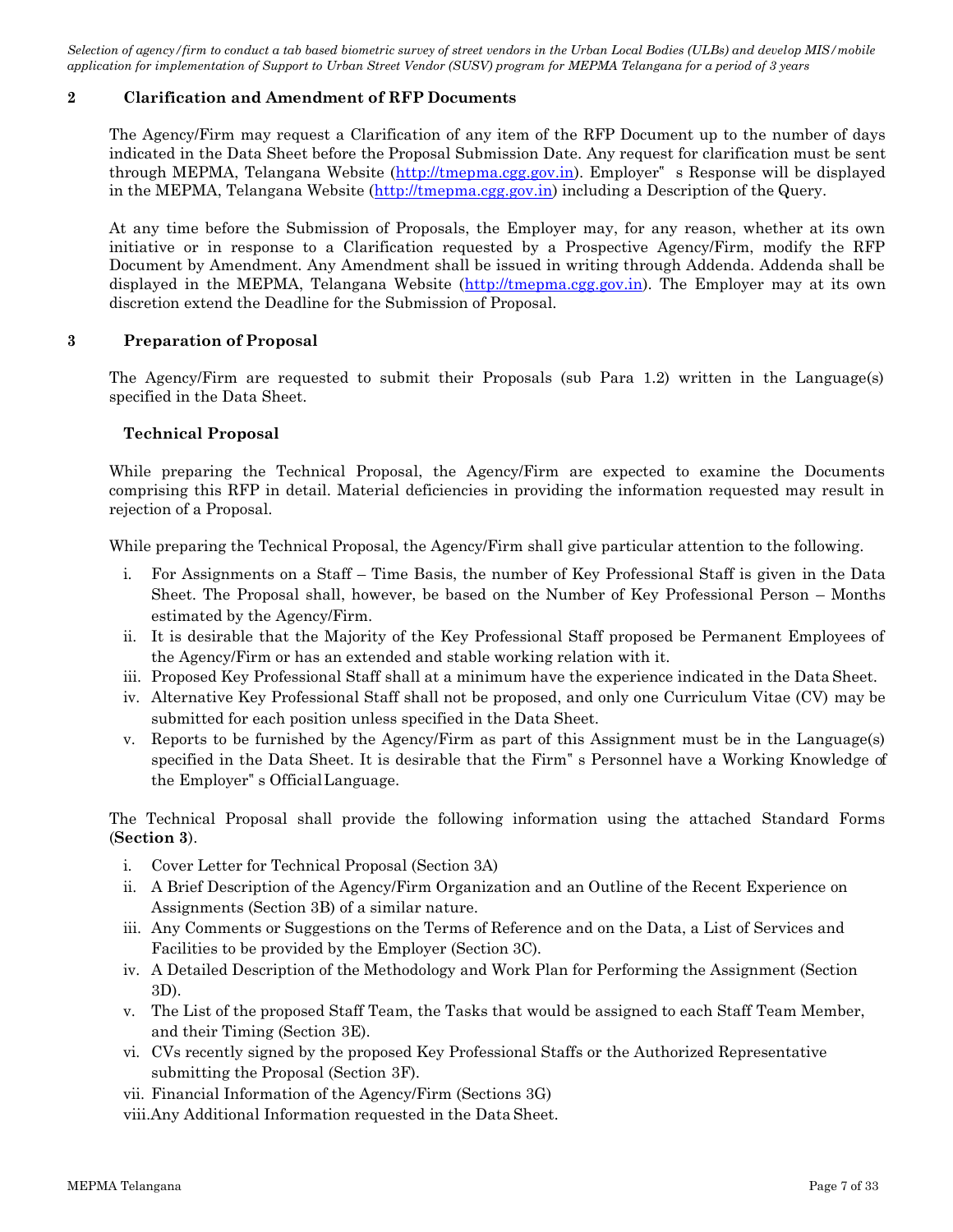## 2 Clarification and Amendment of RFP Documents

The Agency/Firm may request a Clarification of any item of the RFP Document up to the number of days indicated in the Data Sheet before the Proposal Submission Date. Any request for clarification must be sent through MEPMA, Telangana Website (http://tmepma.cgg.gov.in). Employer" s Response will be displayed in the MEPMA, Telangana Website (http://tmepma.cgg.gov.in) including a Description of the Query.

At any time before the Submission of Proposals, the Employer may, for any reason, whether at its own initiative or in response to a Clarification requested by a Prospective Agency/Firm, modify the RFP Document by Amendment. Any Amendment shall be issued in writing through Addenda. Addenda shall be displayed in the MEPMA, Telangana Website (http://tmepma.cgg.gov.in). The Employer may at its own discretion extend the Deadline for the Submission of Proposal.

## 3 Preparation of Proposal

The Agency/Firm are requested to submit their Proposals (sub Para 1.2) written in the Language(s) specified in the Data Sheet.

### Technical Proposal

While preparing the Technical Proposal, the Agency/Firm are expected to examine the Documents comprising this RFP in detail. Material deficiencies in providing the information requested may result in rejection of a Proposal.

While preparing the Technical Proposal, the Agency/Firm shall give particular attention to the following.

i. For Assignments on a Staff – Time Basis, the number of Key Professional Staff is given in the Data Sheet. The Proposal shall, however, be based on the Number of Key Professional Person – Months estimated by the Agency/Firm.
ii. It is desirable that the Majority of the Key Professional Staff proposed be Permanent Employees of the Agency/Firm or has an extended and stable working relation with it.
iii. Proposed Key Professional Staff shall at a minimum have the experience indicated in the Data Sheet.
iv. Alternative Key Professional Staff shall not be proposed, and only one Curriculum Vitae (CV) may be submitted for each position unless specified in the Data Sheet.
v. Reports to be furnished by the Agency/Firm as part of this Assignment must be in the Language(s) specified in the Data Sheet. It is desirable that the Firm" s Personnel have a Working Knowledge of the Employer" s Official Language.

The Technical Proposal shall provide the following information using the attached Standard Forms (**Section 3**).

i. Cover Letter for Technical Proposal (Section 3A)
ii. A Brief Description of the Agency/Firm Organization and an Outline of the Recent Experience on Assignments (Section 3B) of a similar nature.
iii. Any Comments or Suggestions on the Terms of Reference and on the Data, a List of Services and Facilities to be provided by the Employer (Section 3C).
iv. A Detailed Description of the Methodology and Work Plan for Performing the Assignment (Section 3D).
v. The List of the proposed Staff Team, the Tasks that would be assigned to each Staff Team Member, and their Timing (Section 3E).
vi. CVs recently signed by the proposed Key Professional Staffs or the Authorized Representative submitting the Proposal (Section 3F).
vii. Financial Information of the Agency/Firm (Sections 3G)
viii. Any Additional Information requested in the Data Sheet.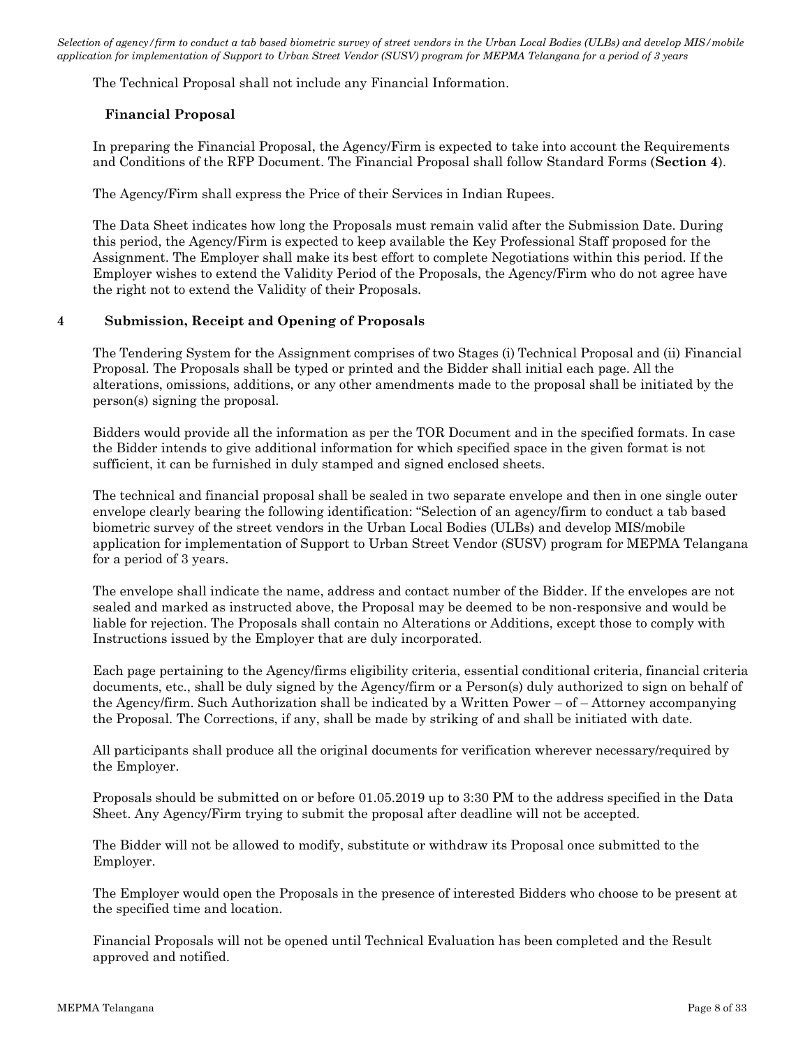The Technical Proposal shall not include any Financial Information.

**Financial Proposal**

In preparing the Financial Proposal, the Agency/Firm is expected to take into account the Requirements and Conditions of the RFP Document. The Financial Proposal shall follow Standard Forms (**Section 4**).

The Agency/Firm shall express the Price of their Services in Indian Rupees.

The Data Sheet indicates how long the Proposals must remain valid after the Submission Date. During this period, the Agency/Firm is expected to keep available the Key Professional Staff proposed for the Assignment. The Employer shall make its best effort to complete Negotiations within this period. If the Employer wishes to extend the Validity Period of the Proposals, the Agency/Firm who do not agree have the right not to extend the Validity of their Proposals.

## 4 Submission, Receipt and Opening of Proposals

The Tendering System for the Assignment comprises of two Stages (i) Technical Proposal and (ii) Financial Proposal. The Proposals shall be typed or printed and the Bidder shall initial each page. All the alterations, omissions, additions, or any other amendments made to the proposal shall be initiated by the person(s) signing the proposal.

Bidders would provide all the information as per the TOR Document and in the specified formats. In case the Bidder intends to give additional information for which specified space in the given format is not sufficient, it can be furnished in duly stamped and signed enclosed sheets.

The technical and financial proposal shall be sealed in two separate envelope and then in one single outer envelope clearly bearing the following identification: "Selection of an agency/firm to conduct a tab based biometric survey of the street vendors in the Urban Local Bodies (ULBs) and develop MIS/mobile application for implementation of Support to Urban Street Vendor (SUSV) program for MEPMA Telangana for a period of 3 years.

The envelope shall indicate the name, address and contact number of the Bidder. If the envelopes are not sealed and marked as instructed above, the Proposal may be deemed to be non-responsive and would be liable for rejection. The Proposals shall contain no Alterations or Additions, except those to comply with Instructions issued by the Employer that are duly incorporated.

Each page pertaining to the Agency/firms eligibility criteria, essential conditional criteria, financial criteria documents, etc., shall be duly signed by the Agency/firm or a Person(s) duly authorized to sign on behalf of the Agency/firm. Such Authorization shall be indicated by a Written Power – of – Attorney accompanying the Proposal. The Corrections, if any, shall be made by striking of and shall be initiated with date.

All participants shall produce all the original documents for verification wherever necessary/required by the Employer.

Proposals should be submitted on or before 01.05.2019 up to 3:30 PM to the address specified in the Data Sheet. Any Agency/Firm trying to submit the proposal after deadline will not be accepted.

The Bidder will not be allowed to modify, substitute or withdraw its Proposal once submitted to the Employer.

The Employer would open the Proposals in the presence of interested Bidders who choose to be present at the specified time and location.

Financial Proposals will not be opened until Technical Evaluation has been completed and the Result approved and notified.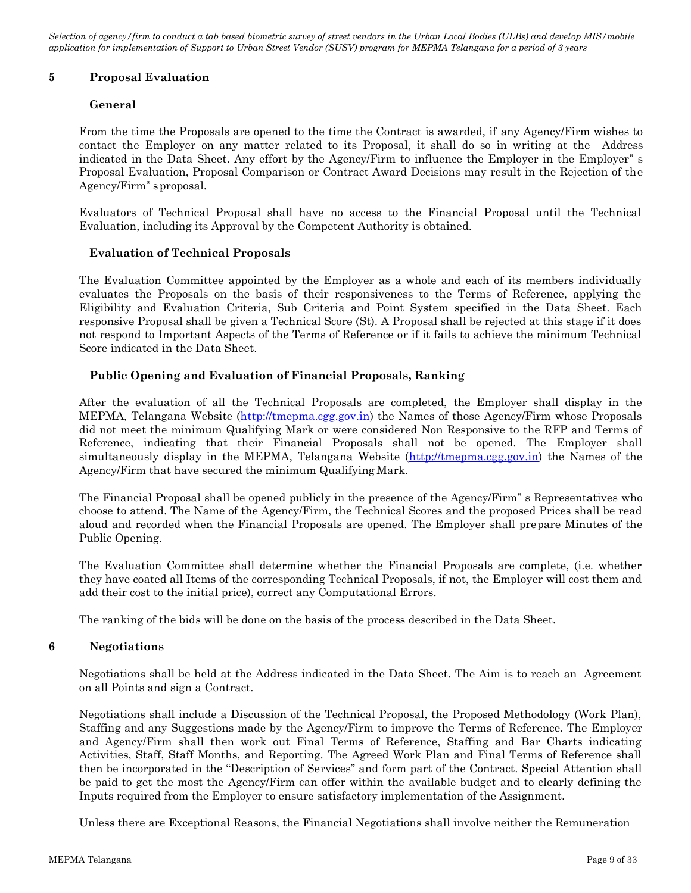## 5 Proposal Evaluation

### General

From the time the Proposals are opened to the time the Contract is awarded, if any Agency/Firm wishes to contact the Employer on any matter related to its Proposal, it shall do so in writing at the Address indicated in the Data Sheet. Any effort by the Agency/Firm to influence the Employer in the Employer" s Proposal Evaluation, Proposal Comparison or Contract Award Decisions may result in the Rejection of the Agency/Firm" s proposal.

Evaluators of Technical Proposal shall have no access to the Financial Proposal until the Technical Evaluation, including its Approval by the Competent Authority is obtained.

### Evaluation of Technical Proposals

The Evaluation Committee appointed by the Employer as a whole and each of its members individually evaluates the Proposals on the basis of their responsiveness to the Terms of Reference, applying the Eligibility and Evaluation Criteria, Sub Criteria and Point System specified in the Data Sheet. Each responsive Proposal shall be given a Technical Score (St). A Proposal shall be rejected at this stage if it does not respond to Important Aspects of the Terms of Reference or if it fails to achieve the minimum Technical Score indicated in the Data Sheet.

### Public Opening and Evaluation of Financial Proposals, Ranking

After the evaluation of all the Technical Proposals are completed, the Employer shall display in the MEPMA, Telangana Website (http://tmepma.cgg.gov.in) the Names of those Agency/Firm whose Proposals did not meet the minimum Qualifying Mark or were considered Non Responsive to the RFP and Terms of Reference, indicating that their Financial Proposals shall not be opened. The Employer shall simultaneously display in the MEPMA, Telangana Website (http://tmepma.cgg.gov.in) the Names of the Agency/Firm that have secured the minimum Qualifying Mark.

The Financial Proposal shall be opened publicly in the presence of the Agency/Firm" s Representatives who choose to attend. The Name of the Agency/Firm, the Technical Scores and the proposed Prices shall be read aloud and recorded when the Financial Proposals are opened. The Employer shall prepare Minutes of the Public Opening.

The Evaluation Committee shall determine whether the Financial Proposals are complete, (i.e. whether they have coated all Items of the corresponding Technical Proposals, if not, the Employer will cost them and add their cost to the initial price), correct any Computational Errors.

The ranking of the bids will be done on the basis of the process described in the Data Sheet.

## 6 Negotiations

Negotiations shall be held at the Address indicated in the Data Sheet. The Aim is to reach an Agreement on all Points and sign a Contract.

Negotiations shall include a Discussion of the Technical Proposal, the Proposed Methodology (Work Plan), Staffing and any Suggestions made by the Agency/Firm to improve the Terms of Reference. The Employer and Agency/Firm shall then work out Final Terms of Reference, Staffing and Bar Charts indicating Activities, Staff, Staff Months, and Reporting. The Agreed Work Plan and Final Terms of Reference shall then be incorporated in the "Description of Services" and form part of the Contract. Special Attention shall be paid to get the most the Agency/Firm can offer within the available budget and to clearly defining the Inputs required from the Employer to ensure satisfactory implementation of the Assignment.

Unless there are Exceptional Reasons, the Financial Negotiations shall involve neither the Remuneration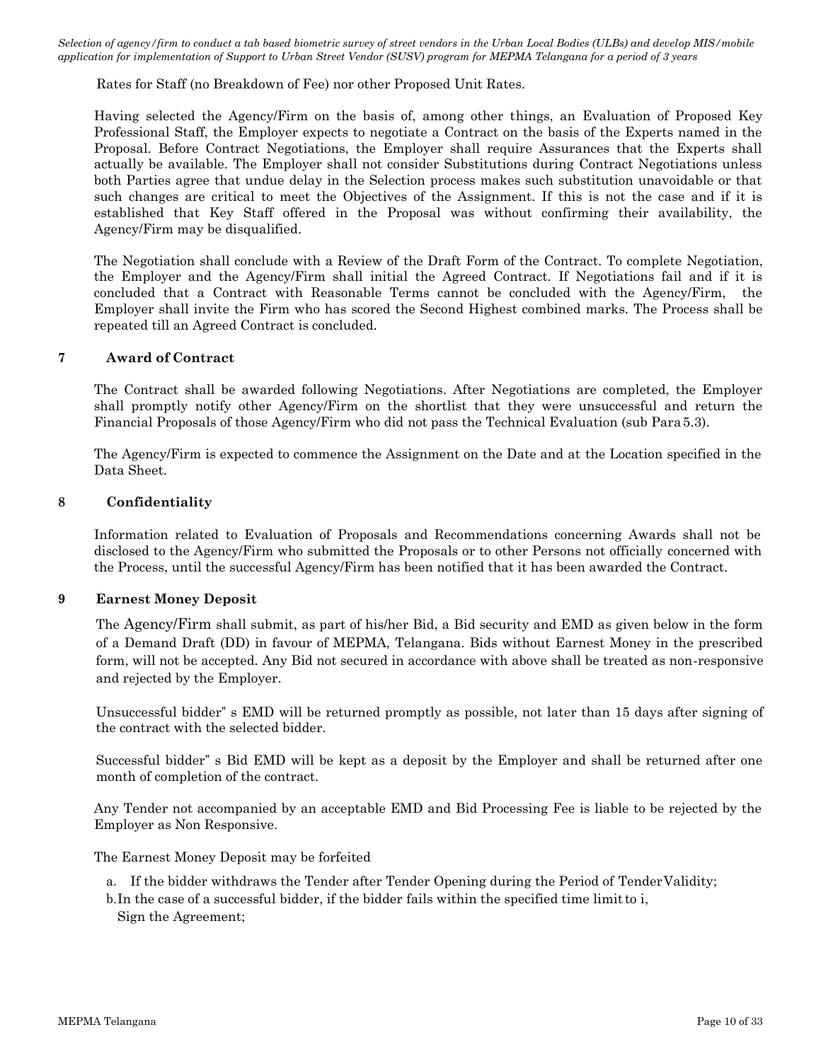Rates for Staff (no Breakdown of Fee) nor other Proposed Unit Rates.

Having selected the Agency/Firm on the basis of, among other things, an Evaluation of Proposed Key Professional Staff, the Employer expects to negotiate a Contract on the basis of the Experts named in the Proposal. Before Contract Negotiations, the Employer shall require Assurances that the Experts shall actually be available. The Employer shall not consider Substitutions during Contract Negotiations unless both Parties agree that undue delay in the Selection process makes such substitution unavoidable or that such changes are critical to meet the Objectives of the Assignment. If this is not the case and if it is established that Key Staff offered in the Proposal was without confirming their availability, the Agency/Firm may be disqualified.

The Negotiation shall conclude with a Review of the Draft Form of the Contract. To complete Negotiation, the Employer and the Agency/Firm shall initial the Agreed Contract. If Negotiations fail and if it is concluded that a Contract with Reasonable Terms cannot be concluded with the Agency/Firm, the Employer shall invite the Firm who has scored the Second Highest combined marks. The Process shall be repeated till an Agreed Contract is concluded.

## 7 Award of Contract

The Contract shall be awarded following Negotiations. After Negotiations are completed, the Employer shall promptly notify other Agency/Firm on the shortlist that they were unsuccessful and return the Financial Proposals of those Agency/Firm who did not pass the Technical Evaluation (sub Para 5.3).

The Agency/Firm is expected to commence the Assignment on the Date and at the Location specified in the Data Sheet.

## 8 Confidentiality

Information related to Evaluation of Proposals and Recommendations concerning Awards shall not be disclosed to the Agency/Firm who submitted the Proposals or to other Persons not officially concerned with the Process, until the successful Agency/Firm has been notified that it has been awarded the Contract.

## 9 Earnest Money Deposit

The Agency/Firm shall submit, as part of his/her Bid, a Bid security and EMD as given below in the form of a Demand Draft (DD) in favour of MEPMA, Telangana. Bids without Earnest Money in the prescribed form, will not be accepted. Any Bid not secured in accordance with above shall be treated as non-responsive and rejected by the Employer.

Unsuccessful bidder" s EMD will be returned promptly as possible, not later than 15 days after signing of the contract with the selected bidder.

Successful bidder" s Bid EMD will be kept as a deposit by the Employer and shall be returned after one month of completion of the contract.

Any Tender not accompanied by an acceptable EMD and Bid Processing Fee is liable to be rejected by the Employer as Non Responsive.

The Earnest Money Deposit may be forfeited

a. If the bidder withdraws the Tender after Tender Opening during the Period of Tender Validity;
b. In the case of a successful bidder, if the bidder fails within the specified time limit to i, Sign the Agreement;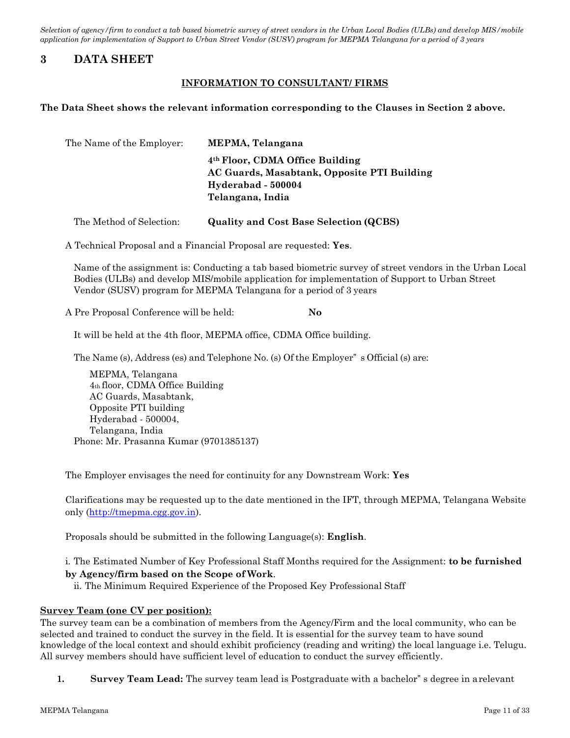# 3 DATA SHEET

**INFORMATION TO CONSULTANT/ FIRMS**

**The Data Sheet shows the relevant information corresponding to the Clauses in Section 2 above.**

The Name of the Employer: **MEPMA, Telangana**

**4th Floor, CDMA Office Building**
**AC Guards, Masabtank, Opposite PTI Building**
**Hyderabad - 500004**
**Telangana, India**

The Method of Selection: **Quality and Cost Base Selection (QCBS)**

A Technical Proposal and a Financial Proposal are requested: **Yes**.

Name of the assignment is: Conducting a tab based biometric survey of street vendors in the Urban Local Bodies (ULBs) and develop MIS/mobile application for implementation of Support to Urban Street Vendor (SUSV) program for MEPMA Telangana for a period of 3 years

A Pre Proposal Conference will be held: **No**

It will be held at the 4th floor, MEPMA office, CDMA Office building.

The Name (s), Address (es) and Telephone No. (s) Of the Employer" s Official (s) are:

MEPMA, Telangana
4th floor, CDMA Office Building
AC Guards, Masabtank,
Opposite PTI building
Hyderabad - 500004,
Telangana, India
Phone: Mr. Prasanna Kumar (9701385137)

The Employer envisages the need for continuity for any Downstream Work: **Yes**

Clarifications may be requested up to the date mentioned in the IFT, through MEPMA, Telangana Website only (http://tmepma.cgg.gov.in).

Proposals should be submitted in the following Language(s): **English**.

i. The Estimated Number of Key Professional Staff Months required for the Assignment: **to be furnished by Agency/firm based on the Scope of Work**.

ii. The Minimum Required Experience of the Proposed Key Professional Staff

**Survey Team (one CV per position):**

The survey team can be a combination of members from the Agency/Firm and the local community, who can be selected and trained to conduct the survey in the field. It is essential for the survey team to have sound knowledge of the local context and should exhibit proficiency (reading and writing) the local language i.e. Telugu. All survey members should have sufficient level of education to conduct the survey efficiently.

1. **Survey Team Lead:** The survey team lead is Postgraduate with a bachelor" s degree in a relevant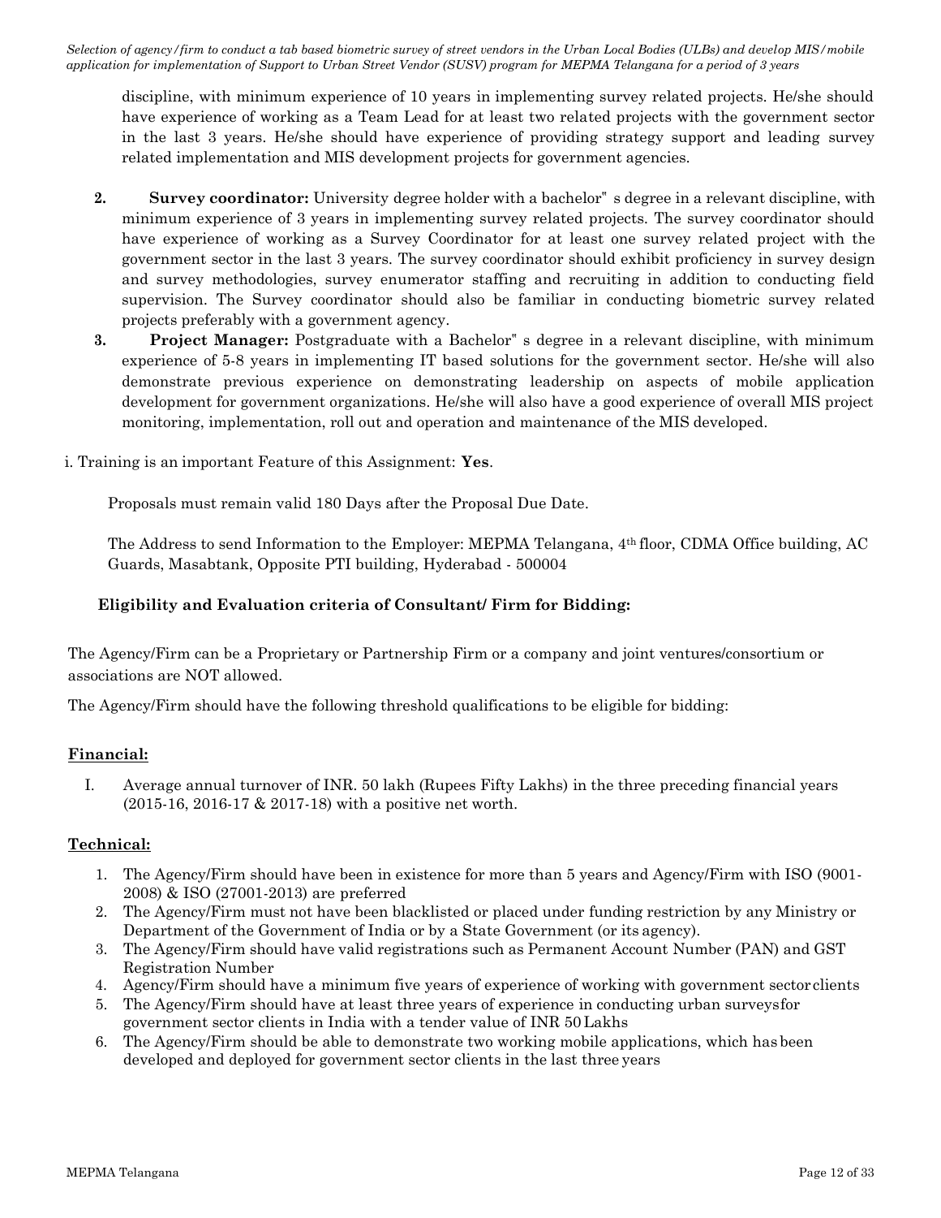discipline, with minimum experience of 10 years in implementing survey related projects. He/she should have experience of working as a Team Lead for at least two related projects with the government sector in the last 3 years. He/she should have experience of providing strategy support and leading survey related implementation and MIS development projects for government agencies.

2. **Survey coordinator:** University degree holder with a bachelor" s degree in a relevant discipline, with minimum experience of 3 years in implementing survey related projects. The survey coordinator should have experience of working as a Survey Coordinator for at least one survey related project with the government sector in the last 3 years. The survey coordinator should exhibit proficiency in survey design and survey methodologies, survey enumerator staffing and recruiting in addition to conducting field supervision. The Survey coordinator should also be familiar in conducting biometric survey related projects preferably with a government agency.
3. **Project Manager:** Postgraduate with a Bachelor" s degree in a relevant discipline, with minimum experience of 5-8 years in implementing IT based solutions for the government sector. He/she will also demonstrate previous experience on demonstrating leadership on aspects of mobile application development for government organizations. He/she will also have a good experience of overall MIS project monitoring, implementation, roll out and operation and maintenance of the MIS developed.

i. Training is an important Feature of this Assignment: **Yes**.

Proposals must remain valid 180 Days after the Proposal Due Date.

The Address to send Information to the Employer: MEPMA Telangana, 4th floor, CDMA Office building, AC Guards, Masabtank, Opposite PTI building, Hyderabad - 500004

**Eligibility and Evaluation criteria of Consultant/ Firm for Bidding:**

The Agency/Firm can be a Proprietary or Partnership Firm or a company and joint ventures/consortium or associations are NOT allowed.

The Agency/Firm should have the following threshold qualifications to be eligible for bidding:

**Financial:**

I. Average annual turnover of INR. 50 lakh (Rupees Fifty Lakhs) in the three preceding financial years (2015-16, 2016-17 & 2017-18) with a positive net worth.

**Technical:**

1. The Agency/Firm should have been in existence for more than 5 years and Agency/Firm with ISO (9001-2008) & ISO (27001-2013) are preferred
2. The Agency/Firm must not have been blacklisted or placed under funding restriction by any Ministry or Department of the Government of India or by a State Government (or its agency).
3. The Agency/Firm should have valid registrations such as Permanent Account Number (PAN) and GST Registration Number
4. Agency/Firm should have a minimum five years of experience of working with government sector clients
5. The Agency/Firm should have at least three years of experience in conducting urban surveys for government sector clients in India with a tender value of INR 50 Lakhs
6. The Agency/Firm should be able to demonstrate two working mobile applications, which has been developed and deployed for government sector clients in the last three years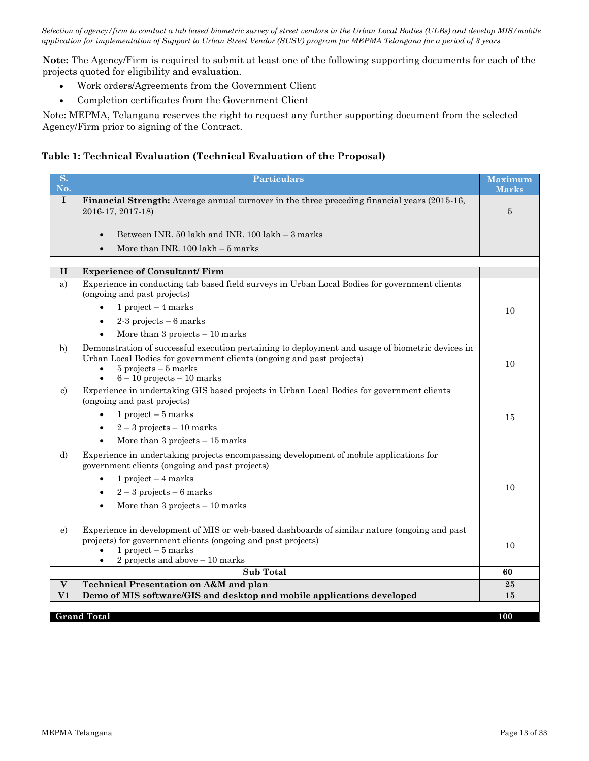**Note:** The Agency/Firm is required to submit at least one of the following supporting documents for each of the projects quoted for eligibility and evaluation.

- Work orders/Agreements from the Government Client
- Completion certificates from the Government Client

Note: MEPMA, Telangana reserves the right to request any further supporting document from the selected Agency/Firm prior to signing of the Contract.

**Table 1: Technical Evaluation (Technical Evaluation of the Proposal)**

| S. No. | Particulars | Maximum Marks |
|---|---|---|
| **I** | **Financial Strength:** Average annual turnover in the three preceding financial years (2015-16, 2016-17, 2017-18)<br>• Between INR. 50 lakh and INR. 100 lakh – 3 marks<br>• More than INR. 100 lakh – 5 marks | 5 |
| | | |
| **II** | **Experience of Consultant/ Firm** | |
| a) | Experience in conducting tab based field surveys in Urban Local Bodies for government clients (ongoing and past projects)<br>• 1 project – 4 marks<br>• 2-3 projects – 6 marks<br>• More than 3 projects – 10 marks | 10 |
| b) | Demonstration of successful execution pertaining to deployment and usage of biometric devices in Urban Local Bodies for government clients (ongoing and past projects)<br>• 5 projects – 5 marks<br>• 6 – 10 projects – 10 marks | 10 |
| c) | Experience in undertaking GIS based projects in Urban Local Bodies for government clients (ongoing and past projects)<br>• 1 project – 5 marks<br>• 2 – 3 projects – 10 marks<br>• More than 3 projects – 15 marks | 15 |
| d) | Experience in undertaking projects encompassing development of mobile applications for government clients (ongoing and past projects)<br>• 1 project – 4 marks<br>• 2 – 3 projects – 6 marks<br>• More than 3 projects – 10 marks | 10 |
| e) | Experience in development of MIS or web-based dashboards of similar nature (ongoing and past projects) for government clients (ongoing and past projects)<br>• 1 project – 5 marks<br>• 2 projects and above – 10 marks | 10 |
| | **Sub Total** | **60** |
| **V** | **Technical Presentation on A&M and plan** | **25** |
| **V1** | **Demo of MIS software/GIS and desktop and mobile applications developed** | **15** |
| | | |
| **Grand Total** | | **100** |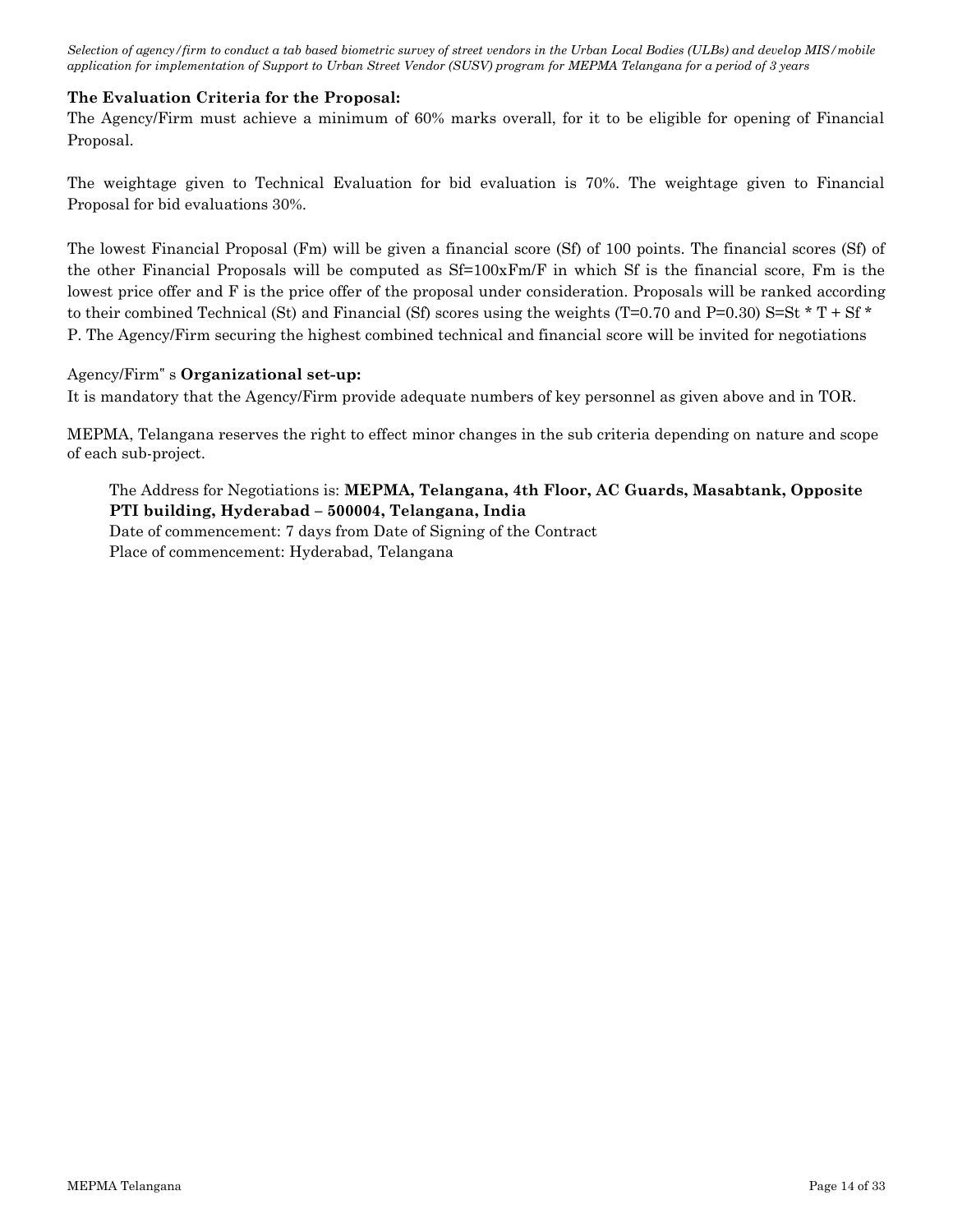**The Evaluation Criteria for the Proposal:**

The Agency/Firm must achieve a minimum of 60% marks overall, for it to be eligible for opening of Financial Proposal.

The weightage given to Technical Evaluation for bid evaluation is 70%. The weightage given to Financial Proposal for bid evaluations 30%.

The lowest Financial Proposal (Fm) will be given a financial score (Sf) of 100 points. The financial scores (Sf) of the other Financial Proposals will be computed as $Sf=100xFm/F$ in which Sf is the financial score, Fm is the lowest price offer and F is the price offer of the proposal under consideration. Proposals will be ranked according to their combined Technical (St) and Financial (Sf) scores using the weights ($T=0.70$ and $P=0.30$) $S=St * T + Sf * P$. The Agency/Firm securing the highest combined technical and financial score will be invited for negotiations

Agency/Firm" s **Organizational set-up:**

It is mandatory that the Agency/Firm provide adequate numbers of key personnel as given above and in TOR.

MEPMA, Telangana reserves the right to effect minor changes in the sub criteria depending on nature and scope of each sub-project.

The Address for Negotiations is: **MEPMA, Telangana, 4th Floor, AC Guards, Masabtank, Opposite PTI building, Hyderabad – 500004, Telangana, India**

Date of commencement: 7 days from Date of Signing of the Contract

Place of commencement: Hyderabad, Telangana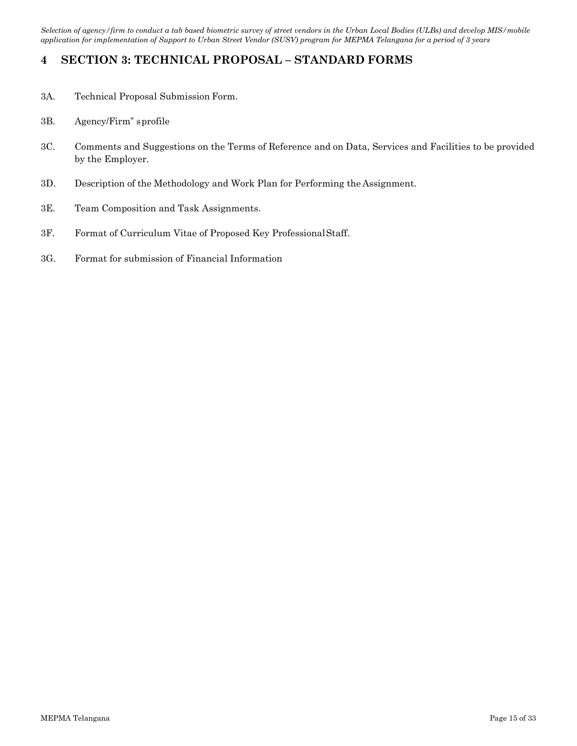# 4 SECTION 3: TECHNICAL PROPOSAL – STANDARD FORMS

3A. Technical Proposal Submission Form.

3B. Agency/Firm" sprofile

3C. Comments and Suggestions on the Terms of Reference and on Data, Services and Facilities to be provided by the Employer.

3D. Description of the Methodology and Work Plan for Performing the Assignment.

3E. Team Composition and Task Assignments.

3F. Format of Curriculum Vitae of Proposed Key Professional Staff.

3G. Format for submission of Financial Information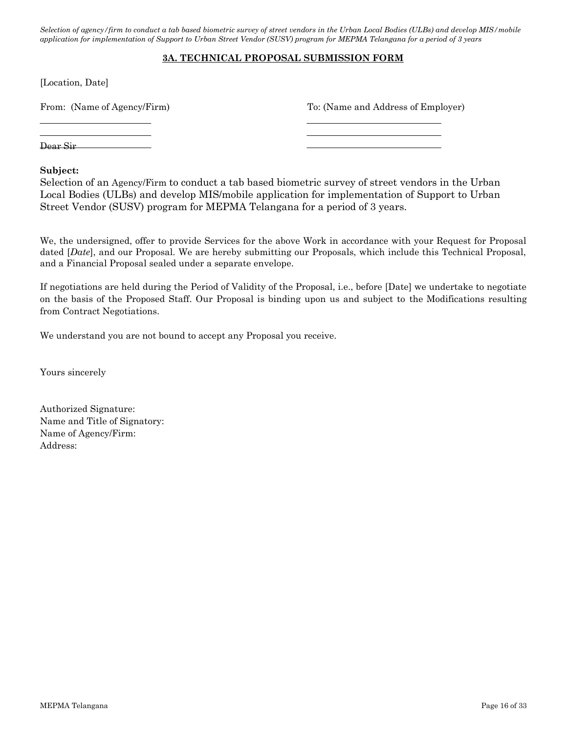## 3A. TECHNICAL PROPOSAL SUBMISSION FORM

[Location, Date]

From: (Name of Agency/Firm)

\_\_\_\_\_\_\_\_\_\_\_\_\_\_\_\_\_\_\_\_\_\_\_\_

\_\_\_\_\_\_\_\_\_\_\_\_\_\_\_\_\_\_\_\_\_\_\_\_

To: (Name and Address of Employer)

\_\_\_\_\_\_\_\_\_\_\_\_\_\_\_\_\_\_\_\_\_\_\_\_\_\_\_\_\_

\_\_\_\_\_\_\_\_\_\_\_\_\_\_\_\_\_\_\_\_\_\_\_\_\_\_\_\_\_

\_\_\_\_\_\_\_\_\_\_\_\_\_\_\_\_\_\_\_\_\_\_\_\_\_\_\_\_\_

Dear Sir

**Subject:**
Selection of an Agency/Firm to conduct a tab based biometric survey of street vendors in the Urban Local Bodies (ULBs) and develop MIS/mobile application for implementation of Support to Urban Street Vendor (SUSV) program for MEPMA Telangana for a period of 3 years.

We, the undersigned, offer to provide Services for the above Work in accordance with your Request for Proposal dated [*Date*], and our Proposal. We are hereby submitting our Proposals, which include this Technical Proposal, and a Financial Proposal sealed under a separate envelope.

If negotiations are held during the Period of Validity of the Proposal, i.e., before [Date] we undertake to negotiate on the basis of the Proposed Staff. Our Proposal is binding upon us and subject to the Modifications resulting from Contract Negotiations.

We understand you are not bound to accept any Proposal you receive.

Yours sincerely

Authorized Signature:
Name and Title of Signatory:
Name of Agency/Firm:
Address: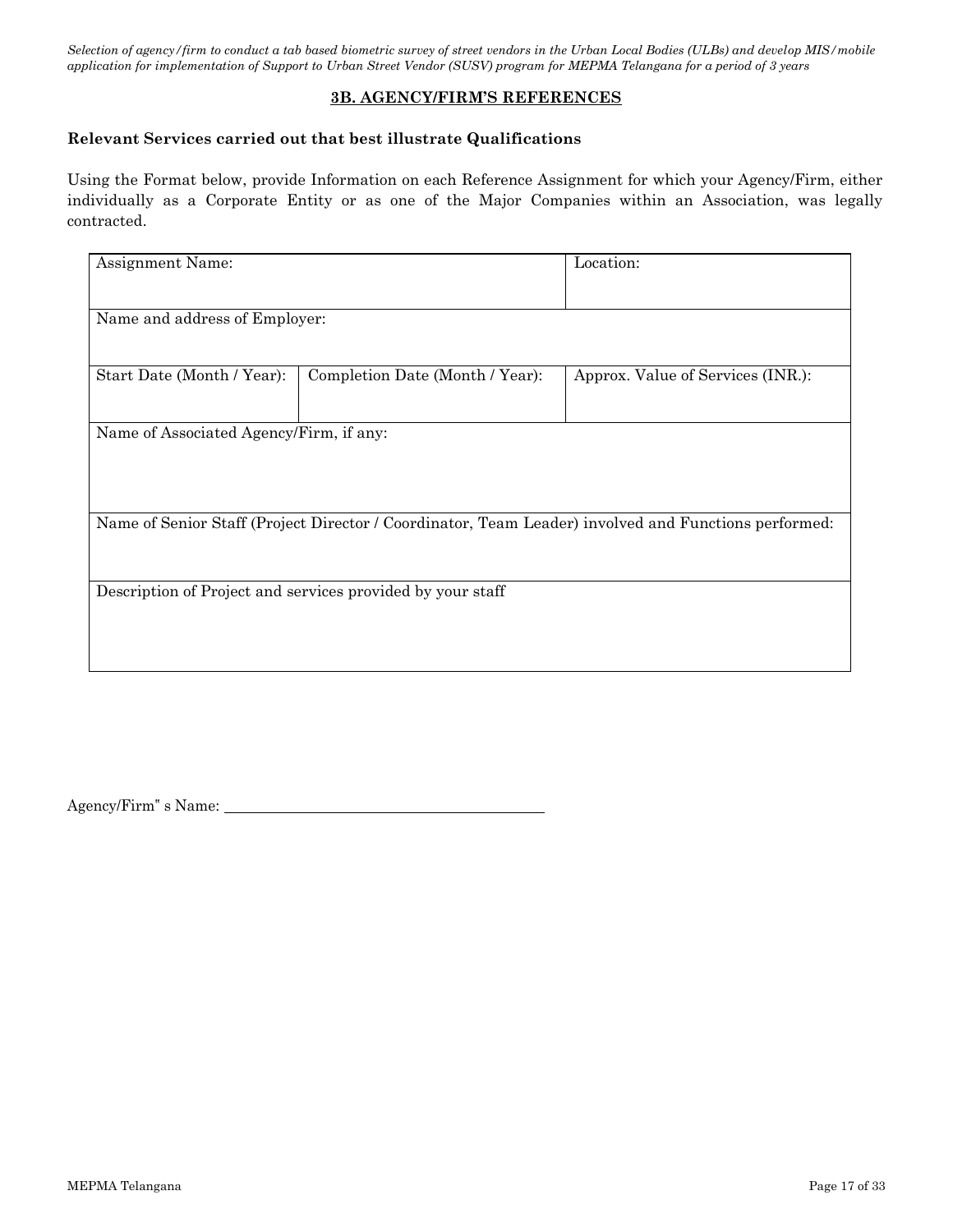## 3B. AGENCY/FIRM'S REFERENCES

**Relevant Services carried out that best illustrate Qualifications**

Using the Format below, provide Information on each Reference Assignment for which your Agency/Firm, either individually as a Corporate Entity or as one of the Major Companies within an Association, was legally contracted.

| Assignment Name: | | Location: |
|---|---|---|
| Name and address of Employer: | | |
| Start Date (Month / Year): | Completion Date (Month / Year): | Approx. Value of Services (INR.): |
| Name of Associated Agency/Firm, if any: | | |
| Name of Senior Staff (Project Director / Coordinator, Team Leader) involved and Functions performed: | | |
| Description of Project and services provided by your staff | | |

Agency/Firm" s Name: ______________________________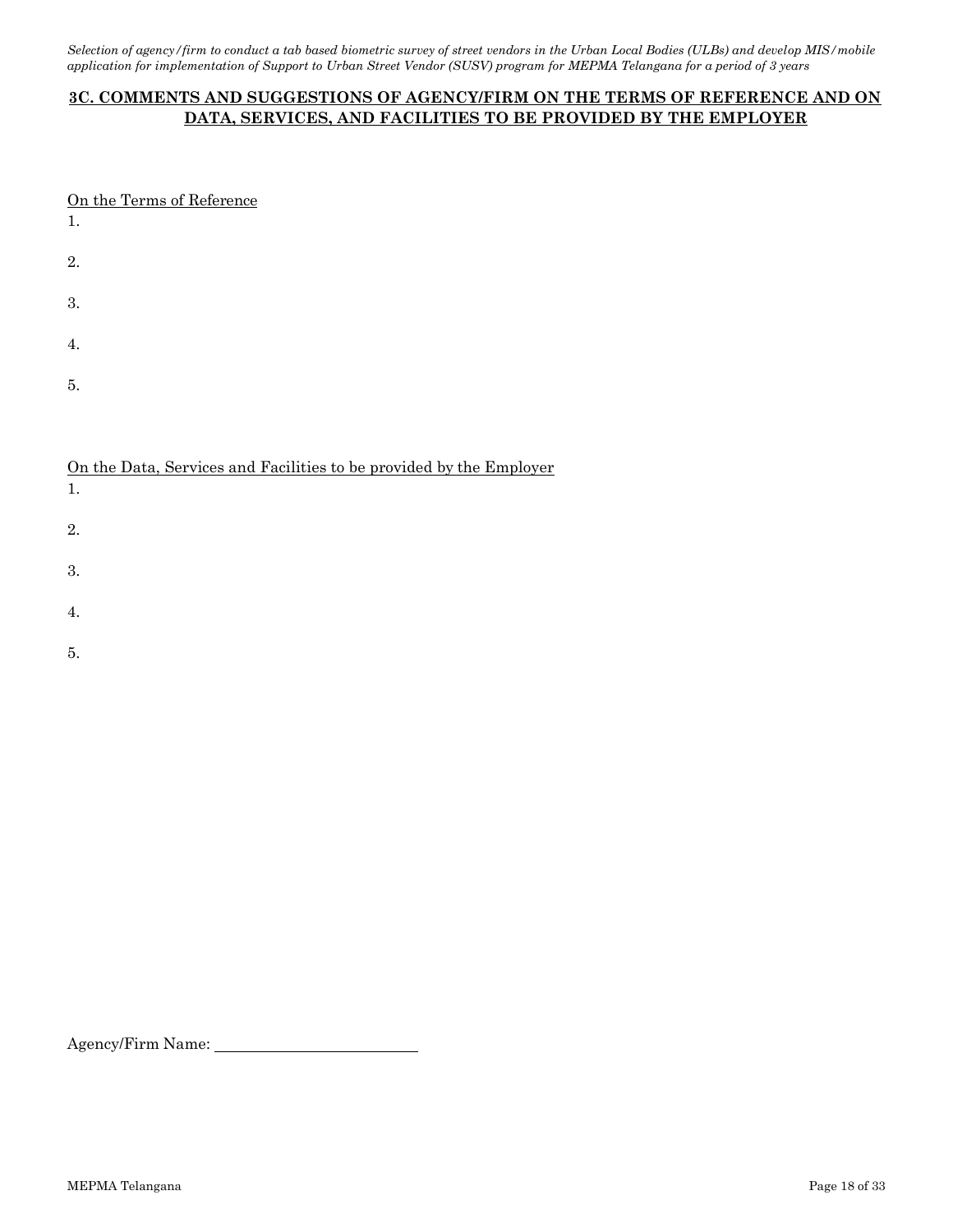## 3C. COMMENTS AND SUGGESTIONS OF AGENCY/FIRM ON THE TERMS OF REFERENCE AND ON DATA, SERVICES, AND FACILITIES TO BE PROVIDED BY THE EMPLOYER

On the Terms of Reference

1.

2.

3.

4.

5.

On the Data, Services and Facilities to be provided by the Employer

1.

2.

3.

4.

5.

Agency/Firm Name: ________________________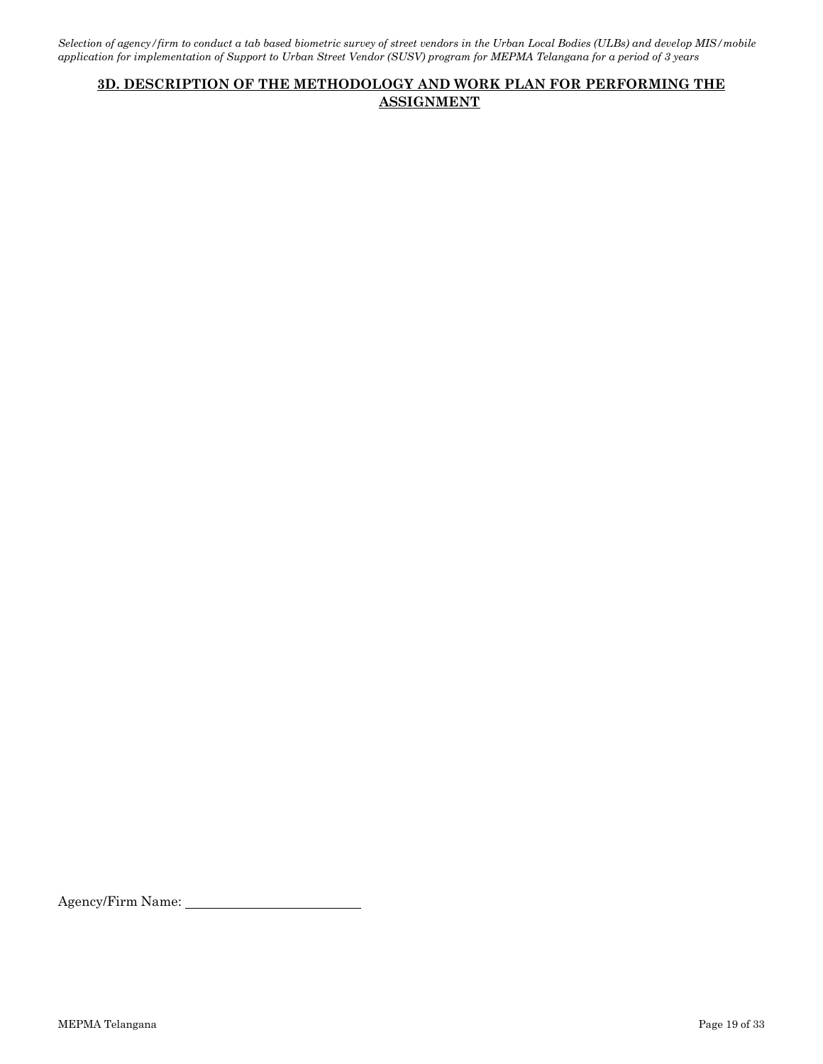## 3D. DESCRIPTION OF THE METHODOLOGY AND WORK PLAN FOR PERFORMING THE ASSIGNMENT

Agency/Firm Name: ________________________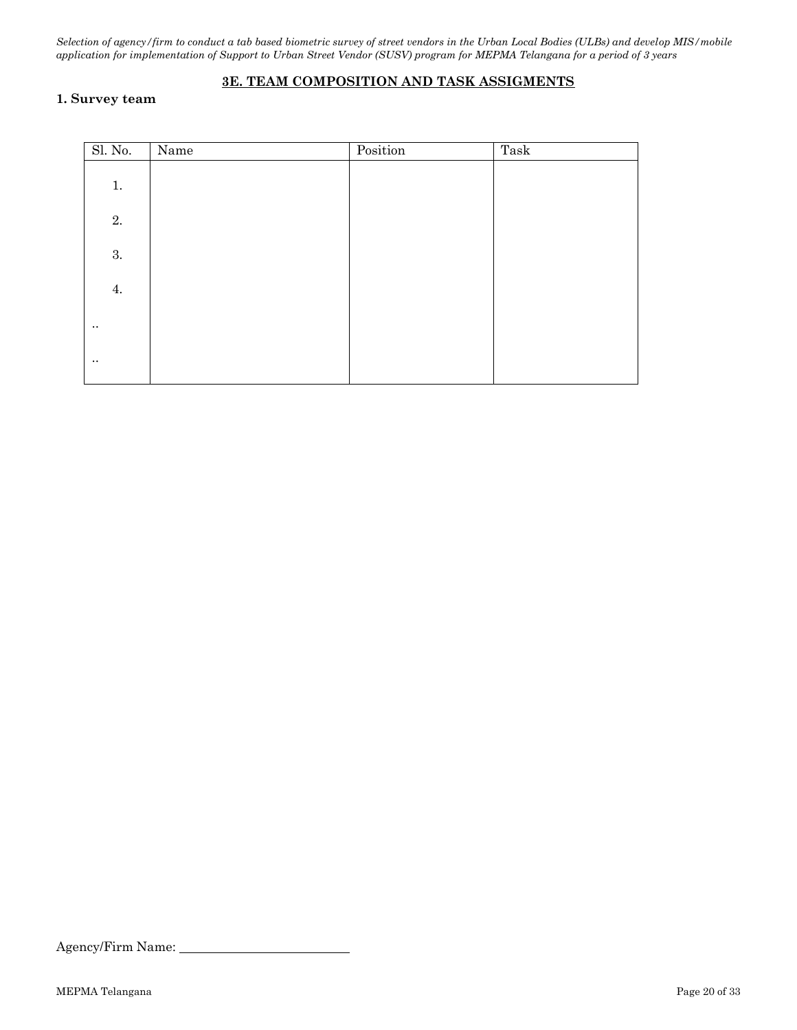## 3E. TEAM COMPOSITION AND TASK ASSIGMENTS

**1. Survey team**

| Sl. No. | Name | Position | Task |
|---|---|---|---|
| 1. | | | |
| 2. | | | |
| 3. | | | |
| 4. | | | |
| .. | | | |
| .. | | | |

Agency/Firm Name: ___________________________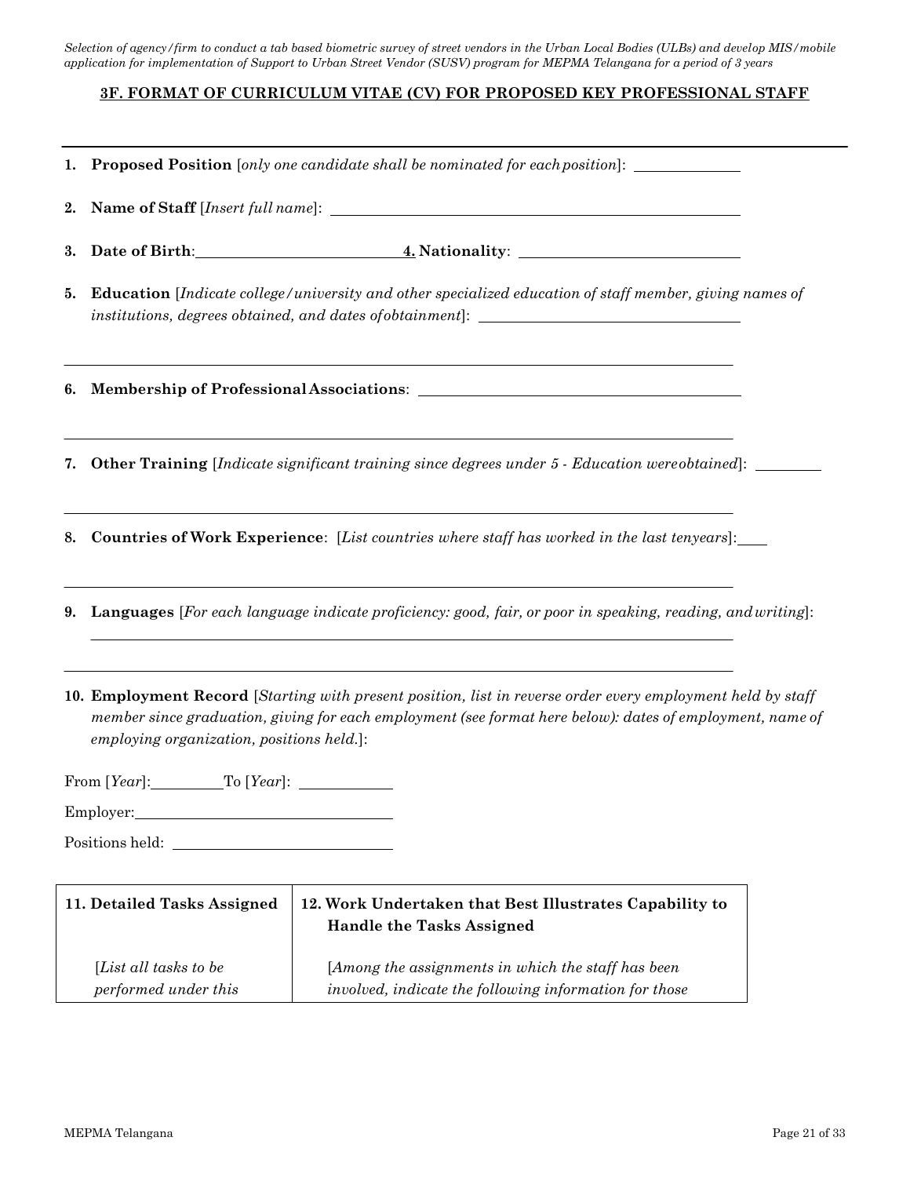### 3F. FORMAT OF CURRICULUM VITAE (CV) FOR PROPOSED KEY PROFESSIONAL STAFF

---

1. **Proposed Position** [*only one candidate shall be nominated for each position*]: ____________

2. **Name of Staff** [*Insert full name*]: ____________

3. **Date of Birth**: ____________ **4. Nationality**: ____________

5. **Education** [*Indicate college/university and other specialized education of staff member, giving names of institutions, degrees obtained, and dates of obtainment*]: ____________

____________

6. **Membership of Professional Associations**: ____________

____________

7. **Other Training** [*Indicate significant training since degrees under 5 - Education were obtained*]: ____________

____________

8. **Countries of Work Experience**: [*List countries where staff has worked in the last ten years*]: ____________

____________

9. **Languages** [*For each language indicate proficiency: good, fair, or poor in speaking, reading, and writing*]:

____________

____________

10. **Employment Record** [*Starting with present position, list in reverse order every employment held by staff member since graduation, giving for each employment (see format here below): dates of employment, name of employing organization, positions held.*]:

From [*Year*]: ____________ To [*Year*]: ____________

Employer: ____________

Positions held: ____________

| 11. Detailed Tasks Assigned | 12. Work Undertaken that Best Illustrates Capability to Handle the Tasks Assigned |
|---|---|
| [*List all tasks to be performed under this* | [*Among the assignments in which the staff has been involved, indicate the following information for those* |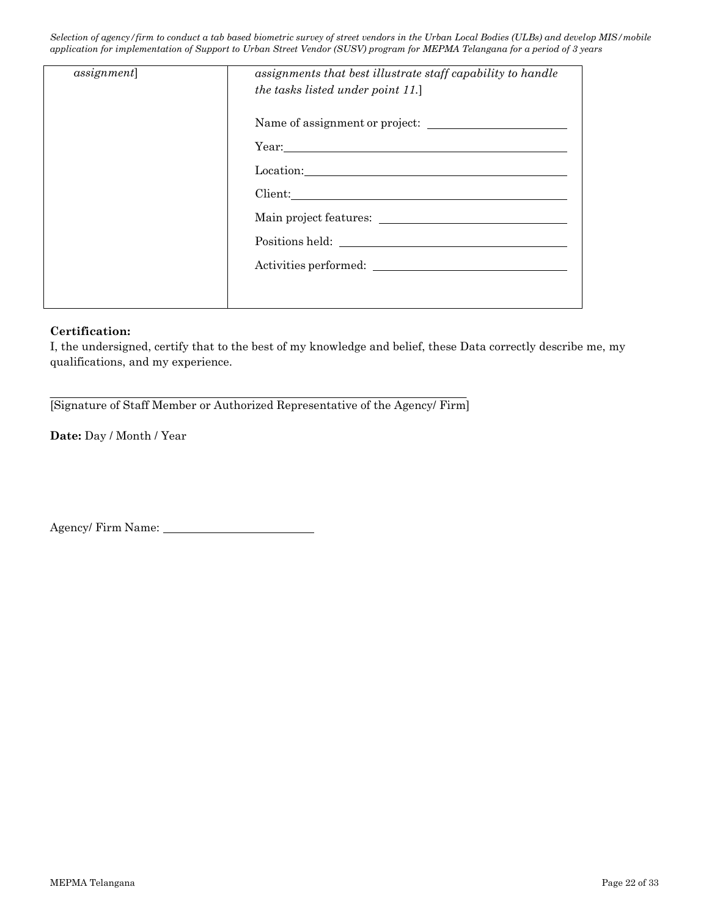| *assignment*] | *assignments that best illustrate staff capability to handle the tasks listed under point 11.*]<br><br>Name of assignment or project: \_\_\_\_\_\_\_\_\_\_\_\_\_\_\_\_\_\_\_\_<br>Year: \_\_\_\_\_\_\_\_\_\_\_\_\_\_\_\_\_\_\_\_<br>Location: \_\_\_\_\_\_\_\_\_\_\_\_\_\_\_\_\_\_\_\_<br>Client: \_\_\_\_\_\_\_\_\_\_\_\_\_\_\_\_\_\_\_\_<br>Main project features: \_\_\_\_\_\_\_\_\_\_\_\_\_\_\_\_\_\_\_\_<br>Positions held: \_\_\_\_\_\_\_\_\_\_\_\_\_\_\_\_\_\_\_\_<br>Activities performed: \_\_\_\_\_\_\_\_\_\_\_\_\_\_\_\_\_\_\_\_ |
|---|---|

**Certification:**

I, the undersigned, certify that to the best of my knowledge and belief, these Data correctly describe me, my qualifications, and my experience.

\_\_\_\_\_\_\_\_\_\_\_\_\_\_\_\_\_\_\_\_\_\_\_\_\_\_\_\_\_\_\_\_\_\_\_\_\_\_\_\_\_\_\_\_\_\_\_\_
[Signature of Staff Member or Authorized Representative of the Agency/ Firm]

**Date:** Day / Month / Year

Agency/ Firm Name: \_\_\_\_\_\_\_\_\_\_\_\_\_\_\_\_\_\_\_\_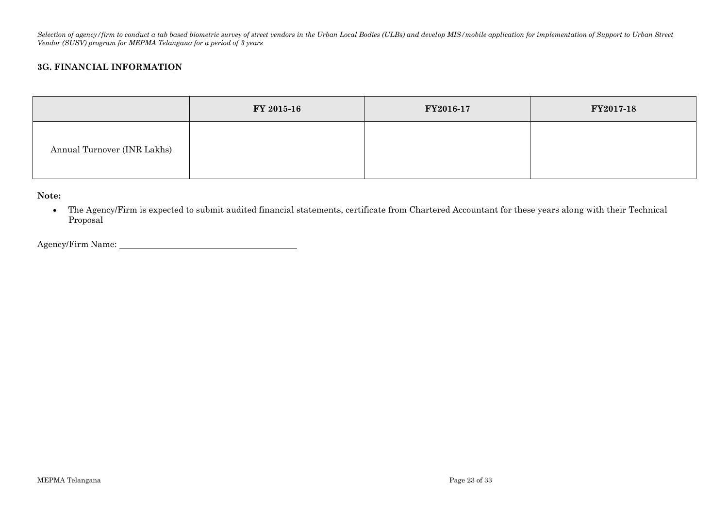### 3G. FINANCIAL INFORMATION

| | FY 2015-16 | FY2016-17 | FY2017-18 |
|---|---|---|---|
| Annual Turnover (INR Lakhs) | | | |

**Note:**

- The Agency/Firm is expected to submit audited financial statements, certificate from Chartered Accountant for these years along with their Technical Proposal

Agency/Firm Name: ________________________________________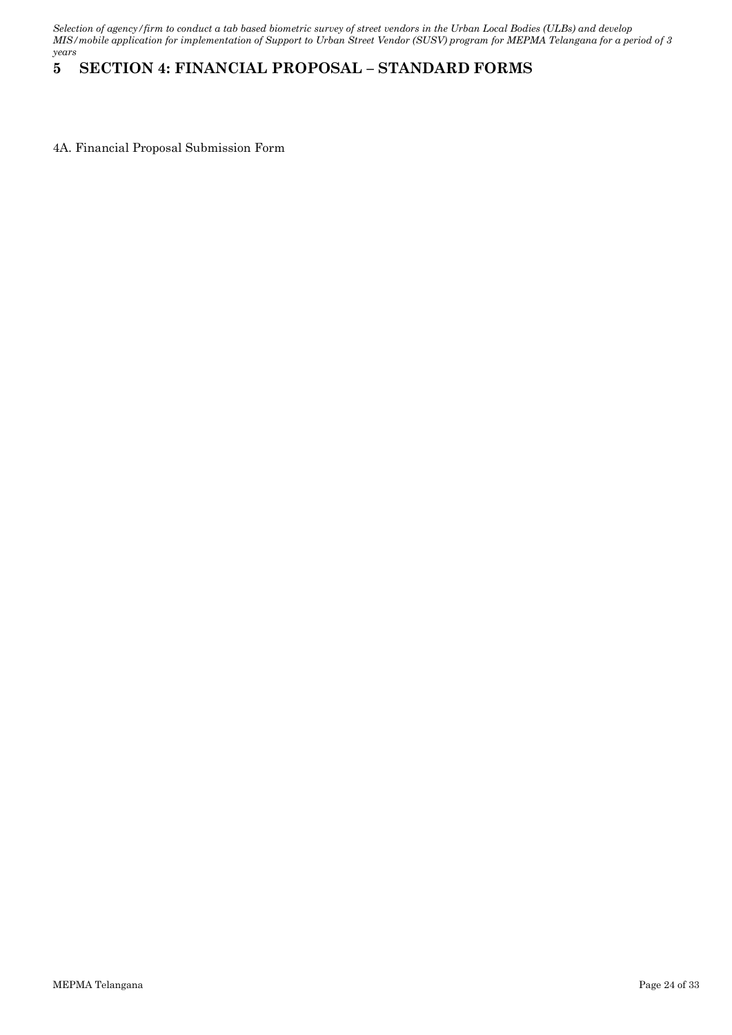# 5 SECTION 4: FINANCIAL PROPOSAL – STANDARD FORMS

4A. Financial Proposal Submission Form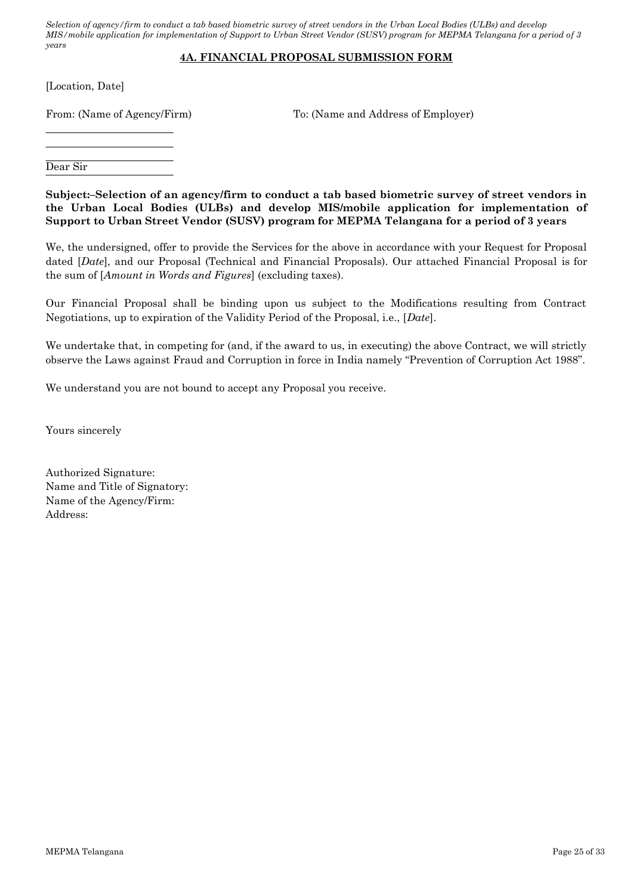## 4A. FINANCIAL PROPOSAL SUBMISSION FORM

[Location, Date]

From: (Name of Agency/Firm) To: (Name and Address of Employer)

\_\_\_\_\_\_\_\_\_\_\_\_\_\_\_\_\_\_\_\_\_\_\_\_

\_\_\_\_\_\_\_\_\_\_\_\_\_\_\_\_\_\_\_\_\_\_\_\_

\_\_\_\_\_\_\_\_\_\_\_\_\_\_\_\_\_\_\_\_\_\_\_\_

Dear Sir

**Subject:–Selection of an agency/firm to conduct a tab based biometric survey of street vendors in the Urban Local Bodies (ULBs) and develop MIS/mobile application for implementation of Support to Urban Street Vendor (SUSV) program for MEPMA Telangana for a period of 3 years**

We, the undersigned, offer to provide the Services for the above in accordance with your Request for Proposal dated [*Date*], and our Proposal (Technical and Financial Proposals). Our attached Financial Proposal is for the sum of [*Amount in Words and Figures*] (excluding taxes).

Our Financial Proposal shall be binding upon us subject to the Modifications resulting from Contract Negotiations, up to expiration of the Validity Period of the Proposal, i.e., [*Date*].

We undertake that, in competing for (and, if the award to us, in executing) the above Contract, we will strictly observe the Laws against Fraud and Corruption in force in India namely "Prevention of Corruption Act 1988".

We understand you are not bound to accept any Proposal you receive.

Yours sincerely

Authorized Signature:
Name and Title of Signatory:
Name of the Agency/Firm:
Address: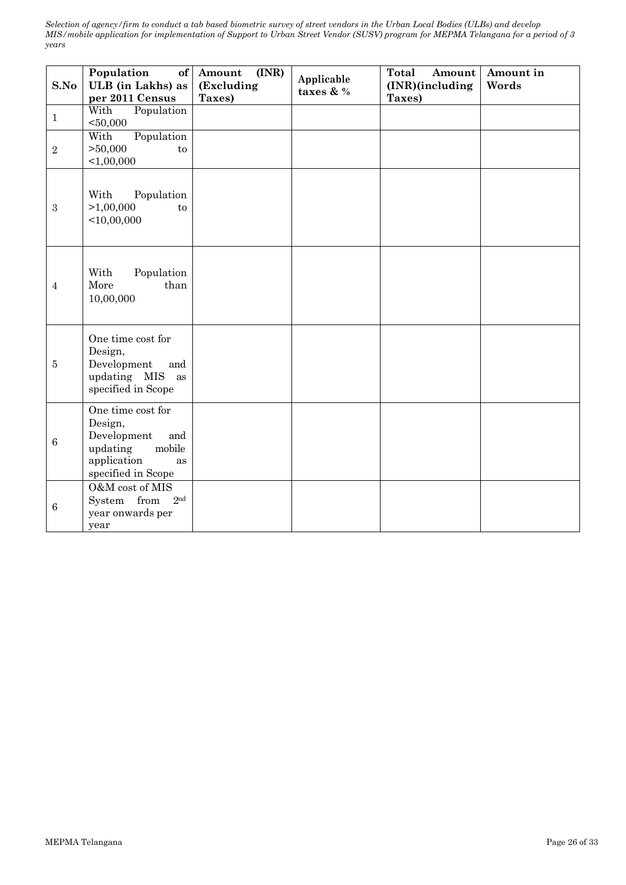| S.No | Population of ULB (in Lakhs) as per 2011 Census | Amount (INR) (Excluding Taxes) | Applicable taxes & % | Total Amount (INR)(including Taxes) | Amount in Words |
|---|---|---|---|---|---|
| 1 | With Population <50,000 | | | | |
| 2 | With Population >50,000 to <1,00,000 | | | | |
| 3 | With Population >1,00,000 to <10,00,000 | | | | |
| 4 | With Population More than 10,00,000 | | | | |
| 5 | One time cost for Design, Development and updating MIS as specified in Scope | | | | |
| 6 | One time cost for Design, Development and updating mobile application as specified in Scope | | | | |
| 6 | O&M cost of MIS System from 2nd year onwards per year | | | | |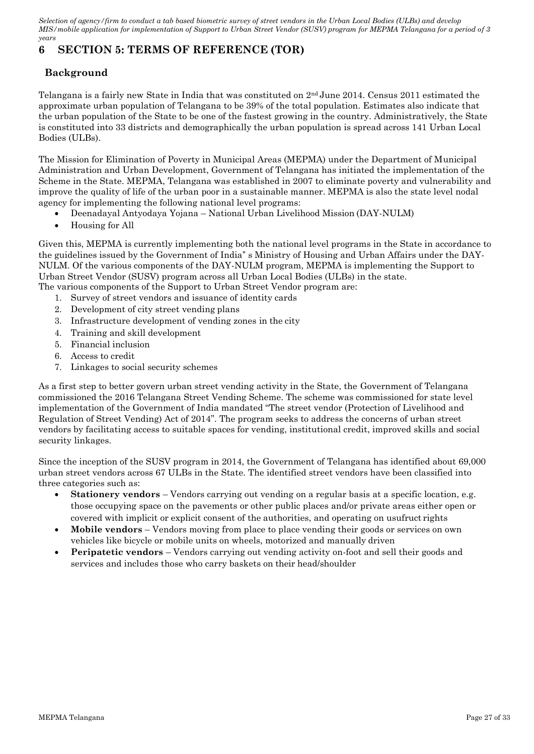# 6 SECTION 5: TERMS OF REFERENCE (TOR)

## Background

Telangana is a fairly new State in India that was constituted on 2nd June 2014. Census 2011 estimated the approximate urban population of Telangana to be 39% of the total population. Estimates also indicate that the urban population of the State to be one of the fastest growing in the country. Administratively, the State is constituted into 33 districts and demographically the urban population is spread across 141 Urban Local Bodies (ULBs).

The Mission for Elimination of Poverty in Municipal Areas (MEPMA) under the Department of Municipal Administration and Urban Development, Government of Telangana has initiated the implementation of the Scheme in the State. MEPMA, Telangana was established in 2007 to eliminate poverty and vulnerability and improve the quality of life of the urban poor in a sustainable manner. MEPMA is also the state level nodal agency for implementing the following national level programs:

- Deenadayal Antyodaya Yojana – National Urban Livelihood Mission (DAY-NULM)
- Housing for All

Given this, MEPMA is currently implementing both the national level programs in the State in accordance to the guidelines issued by the Government of India" s Ministry of Housing and Urban Affairs under the DAY-NULM. Of the various components of the DAY-NULM program, MEPMA is implementing the Support to Urban Street Vendor (SUSV) program across all Urban Local Bodies (ULBs) in the state.
The various components of the Support to Urban Street Vendor program are:

1. Survey of street vendors and issuance of identity cards
2. Development of city street vending plans
3. Infrastructure development of vending zones in the city
4. Training and skill development
5. Financial inclusion
6. Access to credit
7. Linkages to social security schemes

As a first step to better govern urban street vending activity in the State, the Government of Telangana commissioned the 2016 Telangana Street Vending Scheme. The scheme was commissioned for state level implementation of the Government of India mandated "The street vendor (Protection of Livelihood and Regulation of Street Vending) Act of 2014". The program seeks to address the concerns of urban street vendors by facilitating access to suitable spaces for vending, institutional credit, improved skills and social security linkages.

Since the inception of the SUSV program in 2014, the Government of Telangana has identified about 69,000 urban street vendors across 67 ULBs in the State. The identified street vendors have been classified into three categories such as:

- **Stationery vendors** – Vendors carrying out vending on a regular basis at a specific location, e.g. those occupying space on the pavements or other public places and/or private areas either open or covered with implicit or explicit consent of the authorities, and operating on usufruct rights
- **Mobile vendors** – Vendors moving from place to place vending their goods or services on own vehicles like bicycle or mobile units on wheels, motorized and manually driven
- **Peripatetic vendors** – Vendors carrying out vending activity on-foot and sell their goods and services and includes those who carry baskets on their head/shoulder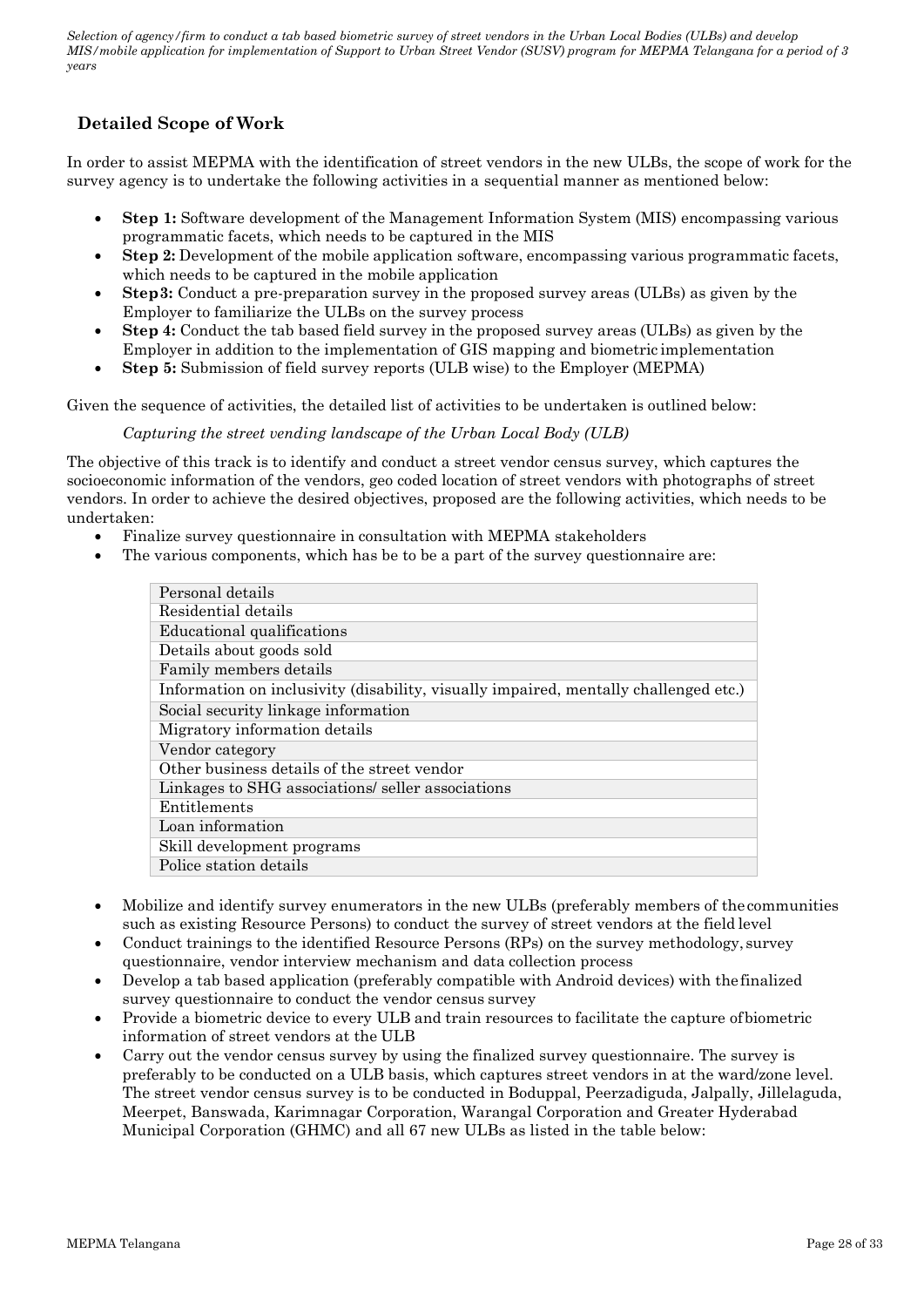## Detailed Scope of Work

In order to assist MEPMA with the identification of street vendors in the new ULBs, the scope of work for the survey agency is to undertake the following activities in a sequential manner as mentioned below:

- **Step 1:** Software development of the Management Information System (MIS) encompassing various programmatic facets, which needs to be captured in the MIS
- **Step 2:** Development of the mobile application software, encompassing various programmatic facets, which needs to be captured in the mobile application
- **Step3:** Conduct a pre-preparation survey in the proposed survey areas (ULBs) as given by the Employer to familiarize the ULBs on the survey process
- **Step 4:** Conduct the tab based field survey in the proposed survey areas (ULBs) as given by the Employer in addition to the implementation of GIS mapping and biometric implementation
- **Step 5:** Submission of field survey reports (ULB wise) to the Employer (MEPMA)

Given the sequence of activities, the detailed list of activities to be undertaken is outlined below:

*Capturing the street vending landscape of the Urban Local Body (ULB)*

The objective of this track is to identify and conduct a street vendor census survey, which captures the socioeconomic information of the vendors, geo coded location of street vendors with photographs of street vendors. In order to achieve the desired objectives, proposed are the following activities, which needs to be undertaken:

- Finalize survey questionnaire in consultation with MEPMA stakeholders
- The various components, which has be to be a part of the survey questionnaire are:

| Personal details |
|---|
| Residential details |
| Educational qualifications |
| Details about goods sold |
| Family members details |
| Information on inclusivity (disability, visually impaired, mentally challenged etc.) |
| Social security linkage information |
| Migratory information details |
| Vendor category |
| Other business details of the street vendor |
| Linkages to SHG associations/ seller associations |
| Entitlements |
| Loan information |
| Skill development programs |
| Police station details |

- Mobilize and identify survey enumerators in the new ULBs (preferably members of the communities such as existing Resource Persons) to conduct the survey of street vendors at the field level
- Conduct trainings to the identified Resource Persons (RPs) on the survey methodology, survey questionnaire, vendor interview mechanism and data collection process
- Develop a tab based application (preferably compatible with Android devices) with the finalized survey questionnaire to conduct the vendor census survey
- Provide a biometric device to every ULB and train resources to facilitate the capture of biometric information of street vendors at the ULB
- Carry out the vendor census survey by using the finalized survey questionnaire. The survey is preferably to be conducted on a ULB basis, which captures street vendors in at the ward/zone level. The street vendor census survey is to be conducted in Boduppal, Peerzadiguda, Jalpally, Jillelaguda, Meerpet, Banswada, Karimnagar Corporation, Warangal Corporation and Greater Hyderabad Municipal Corporation (GHMC) and all 67 new ULBs as listed in the table below: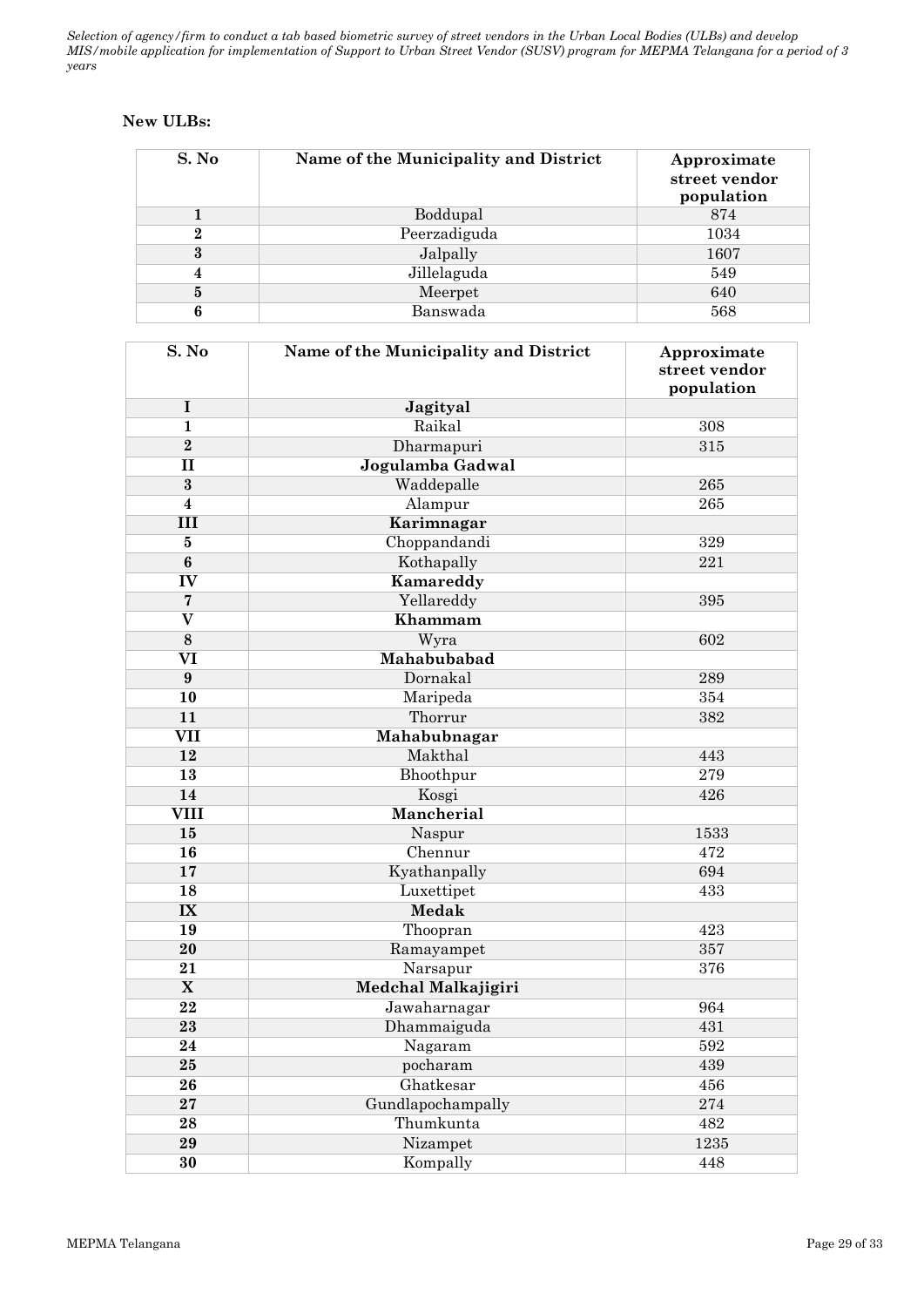**New ULBs:**

| S. No | Name of the Municipality and District | Approximate street vendor population |
|---|---|---|
| 1 | Boddupal | 874 |
| 2 | Peerzadiguda | 1034 |
| 3 | Jalpally | 1607 |
| 4 | Jillelaguda | 549 |
| 5 | Meerpet | 640 |
| 6 | Banswada | 568 |

| S. No | Name of the Municipality and District | Approximate street vendor population |
|---|---|---|
| **I** | **Jagityal** | |
| **1** | Raikal | 308 |
| **2** | Dharmapuri | 315 |
| **II** | **Jogulamba Gadwal** | |
| **3** | Waddepalle | 265 |
| **4** | Alampur | 265 |
| **III** | **Karimnagar** | |
| **5** | Choppandandi | 329 |
| **6** | Kothapally | 221 |
| **IV** | **Kamareddy** | |
| **7** | Yellareddy | 395 |
| **V** | **Khammam** | |
| **8** | Wyra | 602 |
| **VI** | **Mahabubabad** | |
| **9** | Dornakal | 289 |
| **10** | Maripeda | 354 |
| **11** | Thorrur | 382 |
| **VII** | **Mahabubnagar** | |
| **12** | Makthal | 443 |
| **13** | Bhoothpur | 279 |
| **14** | Kosgi | 426 |
| **VIII** | **Mancherial** | |
| **15** | Naspur | 1533 |
| **16** | Chennur | 472 |
| **17** | Kyathanpally | 694 |
| **18** | Luxettipet | 433 |
| **IX** | **Medak** | |
| **19** | Thoopran | 423 |
| **20** | Ramayampet | 357 |
| **21** | Narsapur | 376 |
| **X** | **Medchal Malkajigiri** | |
| **22** | Jawaharnagar | 964 |
| **23** | Dhammaiguda | 431 |
| **24** | Nagaram | 592 |
| **25** | pocharam | 439 |
| **26** | Ghatkesar | 456 |
| **27** | Gundlapochampally | 274 |
| **28** | Thumkunta | 482 |
| **29** | Nizampet | 1235 |
| **30** | Kompally | 448 |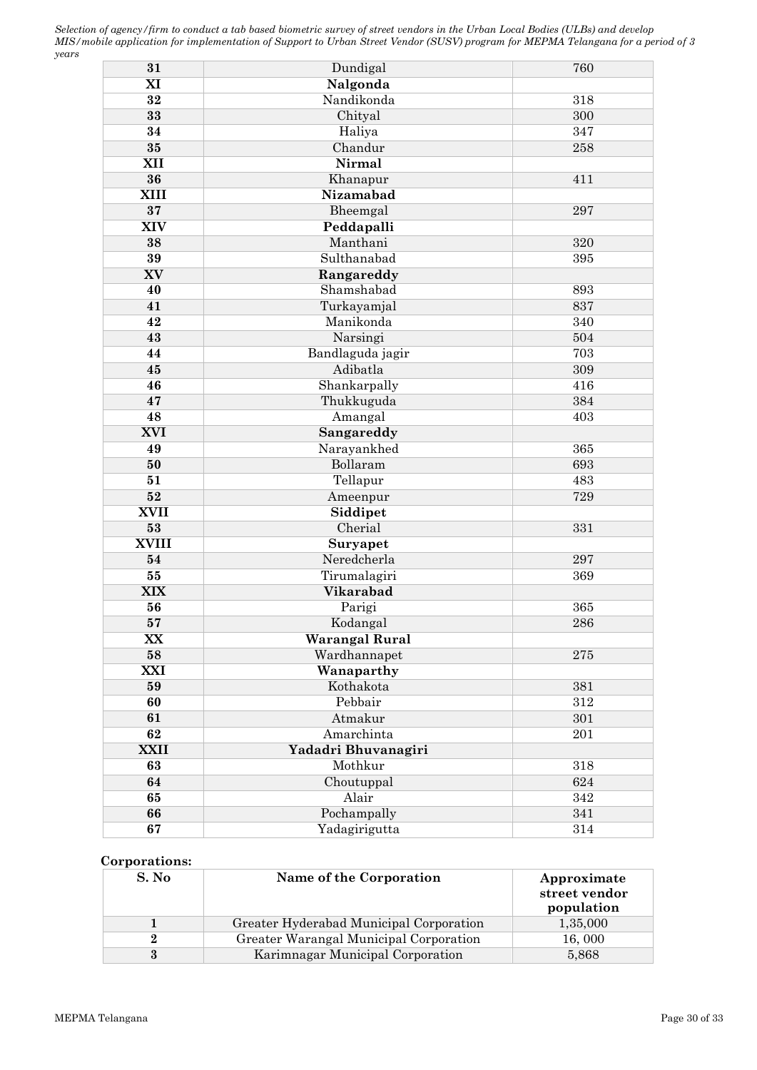| 31 | Dundigal | 760 |
|---|---|---|
| **XI** | **Nalgonda** | |
| **32** | Nandikonda | 318 |
| **33** | Chityal | 300 |
| **34** | Haliya | 347 |
| **35** | Chandur | 258 |
| **XII** | **Nirmal** | |
| **36** | Khanapur | 411 |
| **XIII** | **Nizamabad** | |
| **37** | Bheemgal | 297 |
| **XIV** | **Peddapalli** | |
| **38** | Manthani | 320 |
| **39** | Sulthanabad | 395 |
| **XV** | **Rangareddy** | |
| **40** | Shamshabad | 893 |
| **41** | Turkayamjal | 837 |
| **42** | Manikonda | 340 |
| **43** | Narsingi | 504 |
| **44** | Bandlaguda jagir | 703 |
| **45** | Adibatla | 309 |
| **46** | Shankarpally | 416 |
| **47** | Thukkuguda | 384 |
| **48** | Amangal | 403 |
| **XVI** | **Sangareddy** | |
| **49** | Narayankhed | 365 |
| **50** | Bollaram | 693 |
| **51** | Tellapur | 483 |
| **52** | Ameenpur | 729 |
| **XVII** | **Siddipet** | |
| **53** | Cherial | 331 |
| **XVIII** | **Suryapet** | |
| **54** | Neredcherla | 297 |
| **55** | Tirumalagiri | 369 |
| **XIX** | **Vikarabad** | |
| **56** | Parigi | 365 |
| **57** | Kodangal | 286 |
| **XX** | **Warangal Rural** | |
| **58** | Wardhannapet | 275 |
| **XXI** | **Wanaparthy** | |
| **59** | Kothakota | 381 |
| **60** | Pebbair | 312 |
| **61** | Atmakur | 301 |
| **62** | Amarchinta | 201 |
| **XXII** | **Yadadri Bhuvanagiri** | |
| **63** | Mothkur | 318 |
| **64** | Choutuppal | 624 |
| **65** | Alair | 342 |
| **66** | Pochampally | 341 |
| **67** | Yadagirigutta | 314 |

**Corporations:**

| S. No | Name of the Corporation | Approximate street vendor population |
|---|---|---|
| **1** | Greater Hyderabad Municipal Corporation | 1,35,000 |
| **2** | Greater Warangal Municipal Corporation | 16, 000 |
| **3** | Karimnagar Municipal Corporation | 5,868 |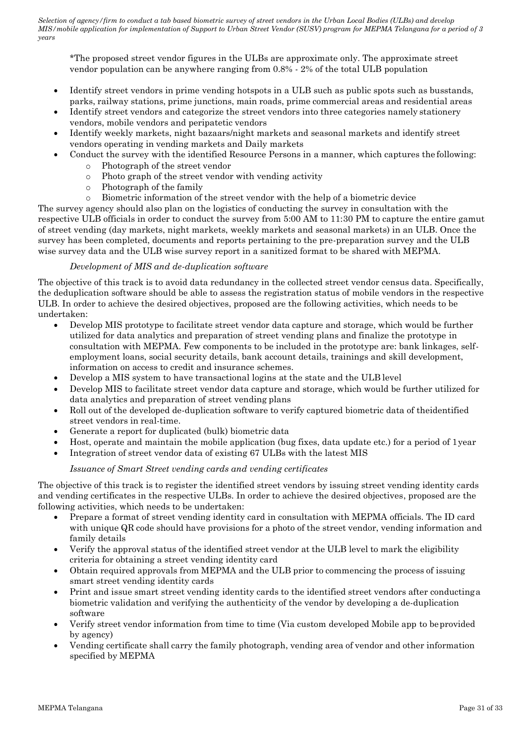\*The proposed street vendor figures in the ULBs are approximate only. The approximate street vendor population can be anywhere ranging from 0.8% - 2% of the total ULB population

- Identify street vendors in prime vending hotspots in a ULB such as public spots such as busstands, parks, railway stations, prime junctions, main roads, prime commercial areas and residential areas
- Identify street vendors and categorize the street vendors into three categories namely stationery vendors, mobile vendors and peripatetic vendors
- Identify weekly markets, night bazaars/night markets and seasonal markets and identify street vendors operating in vending markets and Daily markets
- Conduct the survey with the identified Resource Persons in a manner, which captures the following:
  - Photograph of the street vendor
  - Photo graph of the street vendor with vending activity
  - Photograph of the family
  - Biometric information of the street vendor with the help of a biometric device

The survey agency should also plan on the logistics of conducting the survey in consultation with the respective ULB officials in order to conduct the survey from 5:00 AM to 11:30 PM to capture the entire gamut of street vending (day markets, night markets, weekly markets and seasonal markets) in an ULB. Once the survey has been completed, documents and reports pertaining to the pre-preparation survey and the ULB wise survey data and the ULB wise survey report in a sanitized format to be shared with MEPMA.

*Development of MIS and de-duplication software*

The objective of this track is to avoid data redundancy in the collected street vendor census data. Specifically, the deduplication software should be able to assess the registration status of mobile vendors in the respective ULB. In order to achieve the desired objectives, proposed are the following activities, which needs to be undertaken:

- Develop MIS prototype to facilitate street vendor data capture and storage, which would be further utilized for data analytics and preparation of street vending plans and finalize the prototype in consultation with MEPMA. Few components to be included in the prototype are: bank linkages, self-employment loans, social security details, bank account details, trainings and skill development, information on access to credit and insurance schemes.
- Develop a MIS system to have transactional logins at the state and the ULB level
- Develop MIS to facilitate street vendor data capture and storage, which would be further utilized for data analytics and preparation of street vending plans
- Roll out of the developed de-duplication software to verify captured biometric data of theidentified street vendors in real-time.
- Generate a report for duplicated (bulk) biometric data
- Host, operate and maintain the mobile application (bug fixes, data update etc.) for a period of 1year
- Integration of street vendor data of existing 67 ULBs with the latest MIS

*Issuance of Smart Street vending cards and vending certificates*

The objective of this track is to register the identified street vendors by issuing street vending identity cards and vending certificates in the respective ULBs. In order to achieve the desired objectives, proposed are the following activities, which needs to be undertaken:

- Prepare a format of street vending identity card in consultation with MEPMA officials. The ID card with unique QR code should have provisions for a photo of the street vendor, vending information and family details
- Verify the approval status of the identified street vendor at the ULB level to mark the eligibility criteria for obtaining a street vending identity card
- Obtain required approvals from MEPMA and the ULB prior to commencing the process of issuing smart street vending identity cards
- Print and issue smart street vending identity cards to the identified street vendors after conductinga biometric validation and verifying the authenticity of the vendor by developing a de-duplication software
- Verify street vendor information from time to time (Via custom developed Mobile app to beprovided by agency)
- Vending certificate shall carry the family photograph, vending area of vendor and other information specified by MEPMA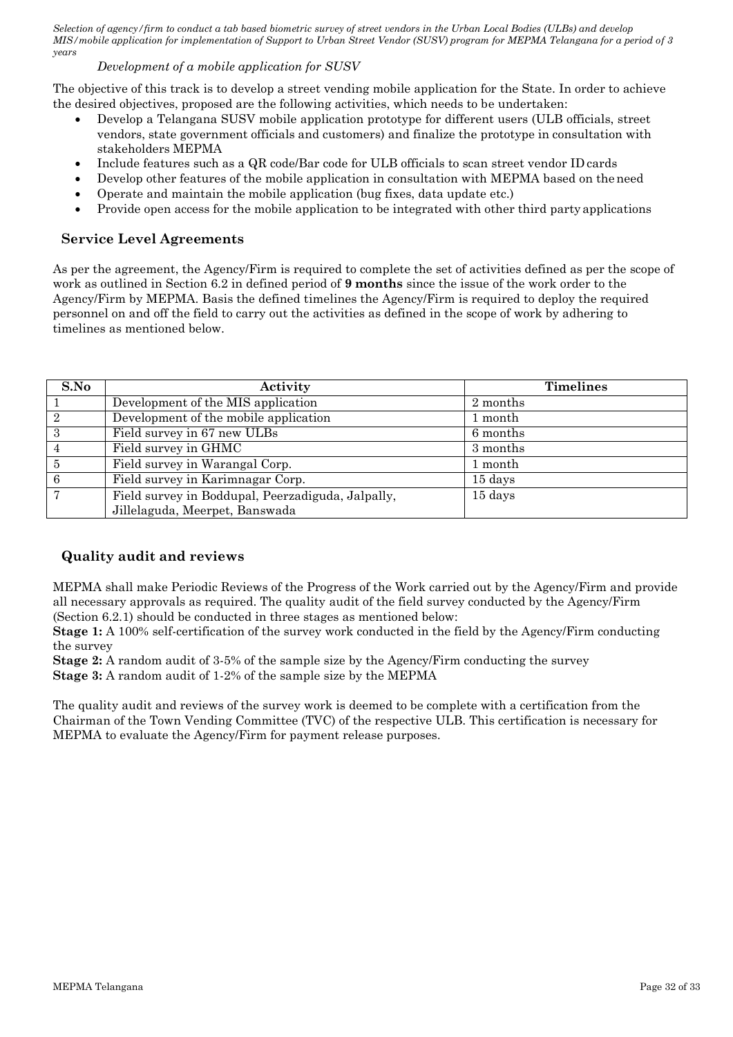*Development of a mobile application for SUSV*

The objective of this track is to develop a street vending mobile application for the State. In order to achieve the desired objectives, proposed are the following activities, which needs to be undertaken:

- Develop a Telangana SUSV mobile application prototype for different users (ULB officials, street vendors, state government officials and customers) and finalize the prototype in consultation with stakeholders MEPMA
- Include features such as a QR code/Bar code for ULB officials to scan street vendor ID cards
- Develop other features of the mobile application in consultation with MEPMA based on the need
- Operate and maintain the mobile application (bug fixes, data update etc.)
- Provide open access for the mobile application to be integrated with other third party applications

## Service Level Agreements

As per the agreement, the Agency/Firm is required to complete the set of activities defined as per the scope of work as outlined in Section 6.2 in defined period of **9 months** since the issue of the work order to the Agency/Firm by MEPMA. Basis the defined timelines the Agency/Firm is required to deploy the required personnel on and off the field to carry out the activities as defined in the scope of work by adhering to timelines as mentioned below.

| S.No | Activity | Timelines |
|---|---|---|
| 1 | Development of the MIS application | 2 months |
| 2 | Development of the mobile application | 1 month |
| 3 | Field survey in 67 new ULBs | 6 months |
| 4 | Field survey in GHMC | 3 months |
| 5 | Field survey in Warangal Corp. | 1 month |
| 6 | Field survey in Karimnagar Corp. | 15 days |
| 7 | Field survey in Boddupal, Peerzadiguda, Jalpally, Jillelaguda, Meerpet, Banswada | 15 days |

## Quality audit and reviews

MEPMA shall make Periodic Reviews of the Progress of the Work carried out by the Agency/Firm and provide all necessary approvals as required. The quality audit of the field survey conducted by the Agency/Firm (Section 6.2.1) should be conducted in three stages as mentioned below:

**Stage 1:** A 100% self-certification of the survey work conducted in the field by the Agency/Firm conducting the survey

**Stage 2:** A random audit of 3-5% of the sample size by the Agency/Firm conducting the survey

**Stage 3:** A random audit of 1-2% of the sample size by the MEPMA

The quality audit and reviews of the survey work is deemed to be complete with a certification from the Chairman of the Town Vending Committee (TVC) of the respective ULB. This certification is necessary for MEPMA to evaluate the Agency/Firm for payment release purposes.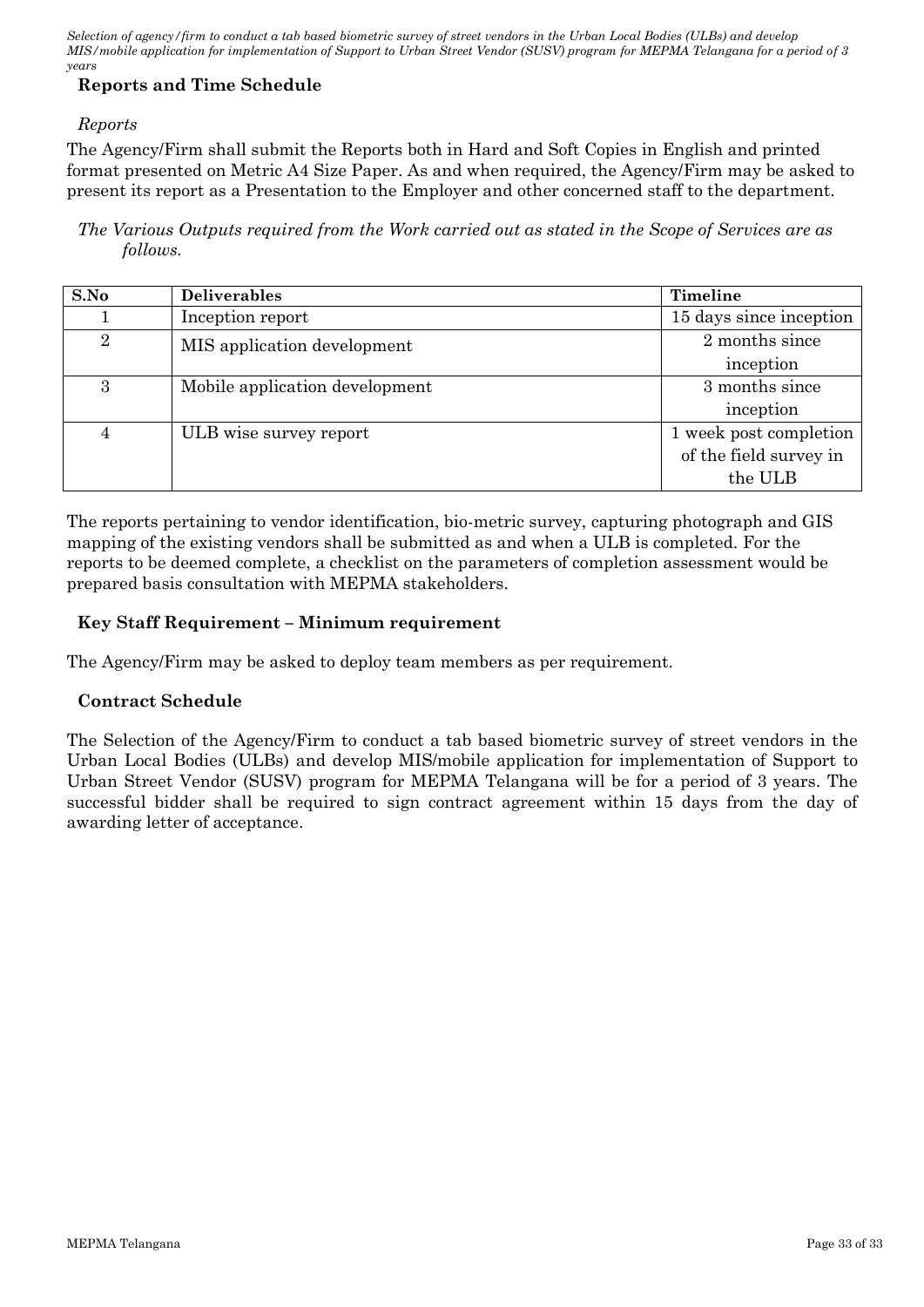## Reports and Time Schedule

*Reports*

The Agency/Firm shall submit the Reports both in Hard and Soft Copies in English and printed format presented on Metric A4 Size Paper. As and when required, the Agency/Firm may be asked to present its report as a Presentation to the Employer and other concerned staff to the department.

*The Various Outputs required from the Work carried out as stated in the Scope of Services are as follows.*

| S.No | Deliverables | Timeline |
|---|---|---|
| 1 | Inception report | 15 days since inception |
| 2 | MIS application development | 2 months since inception |
| 3 | Mobile application development | 3 months since inception |
| 4 | ULB wise survey report | 1 week post completion of the field survey in the ULB |

The reports pertaining to vendor identification, bio-metric survey, capturing photograph and GIS mapping of the existing vendors shall be submitted as and when a ULB is completed. For the reports to be deemed complete, a checklist on the parameters of completion assessment would be prepared basis consultation with MEPMA stakeholders.

## Key Staff Requirement – Minimum requirement

The Agency/Firm may be asked to deploy team members as per requirement.

## Contract Schedule

The Selection of the Agency/Firm to conduct a tab based biometric survey of street vendors in the Urban Local Bodies (ULBs) and develop MIS/mobile application for implementation of Support to Urban Street Vendor (SUSV) program for MEPMA Telangana will be for a period of 3 years. The successful bidder shall be required to sign contract agreement within 15 days from the day of awarding letter of acceptance.